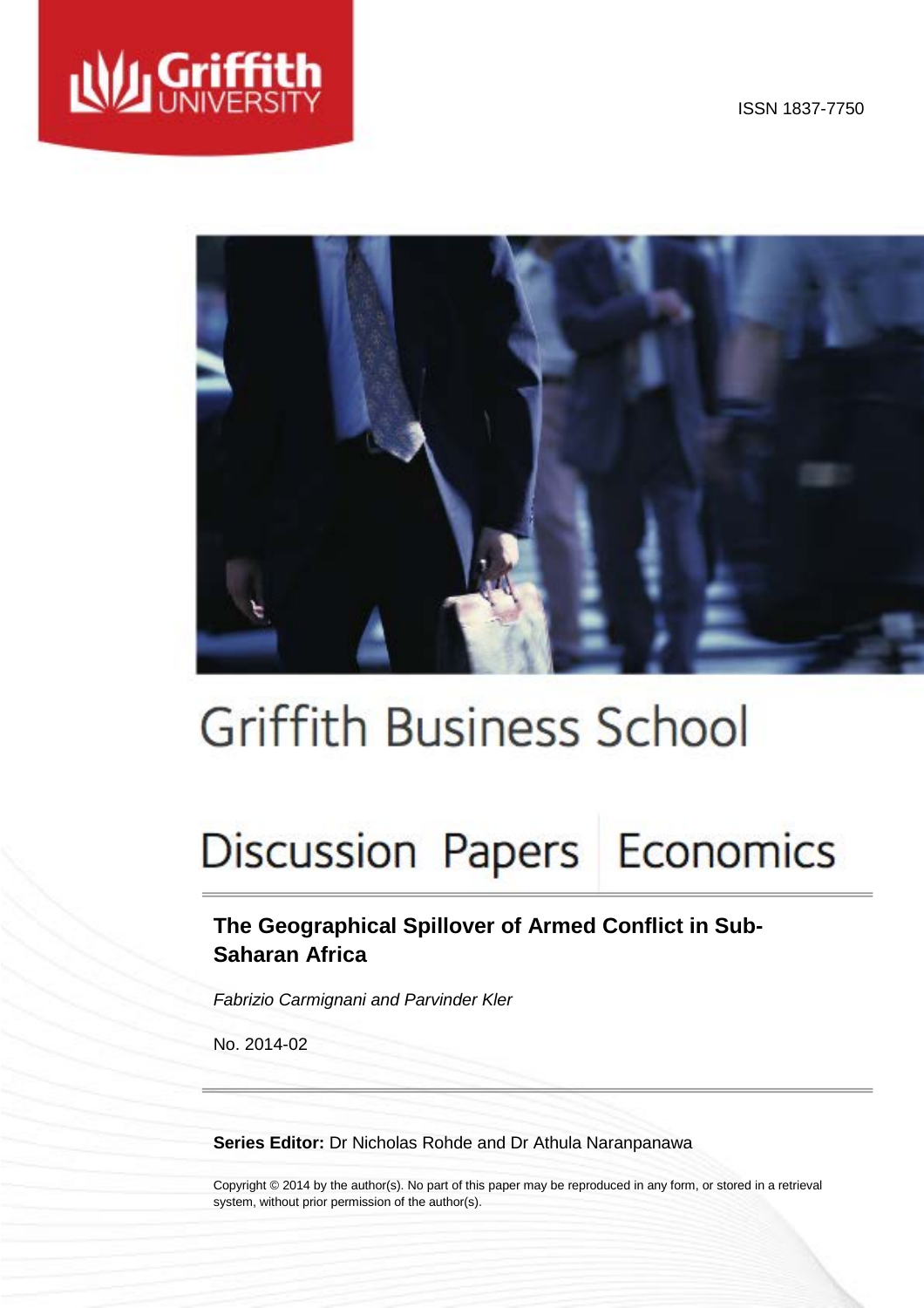Griffith UNIVERSITY

ISSN 1837-7750

# Griffith Business School

## Discussion Papers Economics

### The Geographical Spillover of Armed Conflict in Sub-Saharan Africa

*Fabrizio Carmignani and Parvinder Kler*

No. 2014-02

**Series Editor:** Dr Nicholas Rohde and Dr Athula Naranpanawa

Copyright © 2014 by the author(s). No part of this paper may be reproduced in any form, or stored in a retrieval system, without prior permission of the author(s).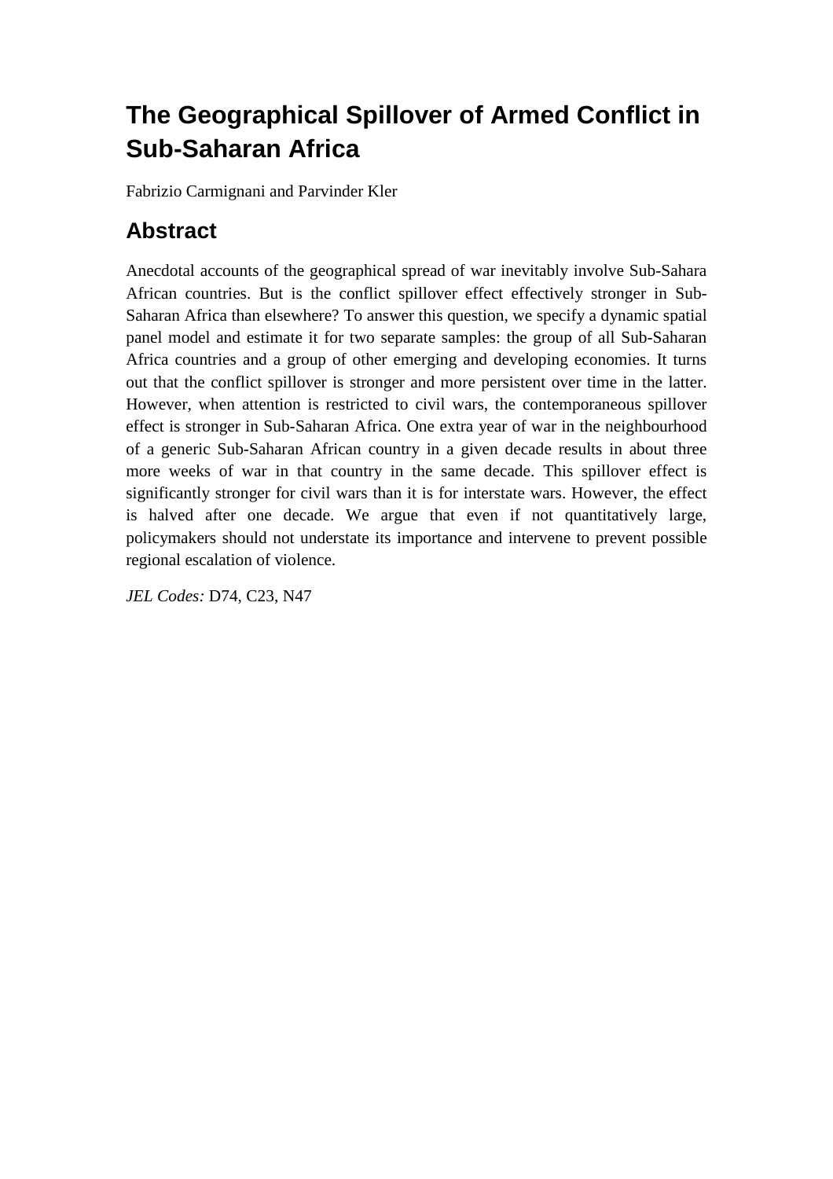# The Geographical Spillover of Armed Conflict in Sub-Saharan Africa

Fabrizio Carmignani and Parvinder Kler

## Abstract

Anecdotal accounts of the geographical spread of war inevitably involve Sub-Sahara African countries. But is the conflict spillover effect effectively stronger in Sub-Saharan Africa than elsewhere? To answer this question, we specify a dynamic spatial panel model and estimate it for two separate samples: the group of all Sub-Saharan Africa countries and a group of other emerging and developing economies. It turns out that the conflict spillover is stronger and more persistent over time in the latter. However, when attention is restricted to civil wars, the contemporaneous spillover effect is stronger in Sub-Saharan Africa. One extra year of war in the neighbourhood of a generic Sub-Saharan African country in a given decade results in about three more weeks of war in that country in the same decade. This spillover effect is significantly stronger for civil wars than it is for interstate wars. However, the effect is halved after one decade. We argue that even if not quantitatively large, policymakers should not understate its importance and intervene to prevent possible regional escalation of violence.

*JEL Codes:* D74, C23, N47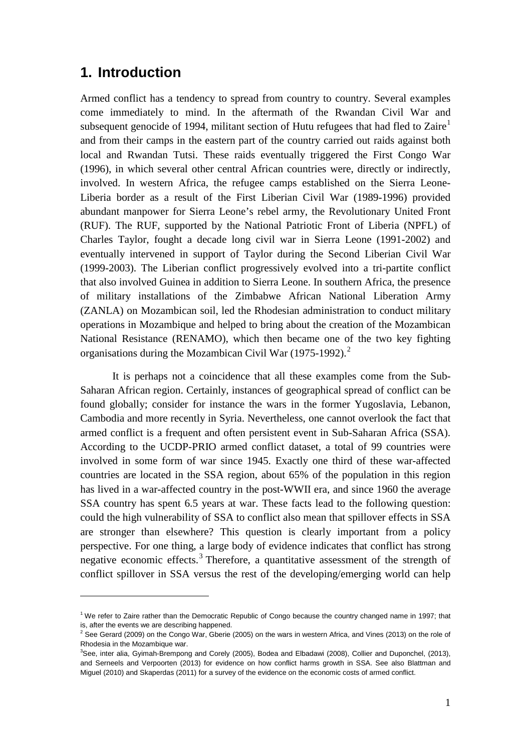# 1. Introduction

Armed conflict has a tendency to spread from country to country. Several examples come immediately to mind. In the aftermath of the Rwandan Civil War and subsequent genocide of 1994, militant section of Hutu refugees that had fled to Zaire[1] and from their camps in the eastern part of the country carried out raids against both local and Rwandan Tutsi. These raids eventually triggered the First Congo War (1996), in which several other central African countries were, directly or indirectly, involved. In western Africa, the refugee camps established on the Sierra Leone-Liberia border as a result of the First Liberian Civil War (1989-1996) provided abundant manpower for Sierra Leone's rebel army, the Revolutionary United Front (RUF). The RUF, supported by the National Patriotic Front of Liberia (NPFL) of Charles Taylor, fought a decade long civil war in Sierra Leone (1991-2002) and eventually intervened in support of Taylor during the Second Liberian Civil War (1999-2003). The Liberian conflict progressively evolved into a tri-partite conflict that also involved Guinea in addition to Sierra Leone. In southern Africa, the presence of military installations of the Zimbabwe African National Liberation Army (ZANLA) on Mozambican soil, led the Rhodesian administration to conduct military operations in Mozambique and helped to bring about the creation of the Mozambican National Resistance (RENAMO), which then became one of the two key fighting organisations during the Mozambican Civil War (1975-1992).[2]

It is perhaps not a coincidence that all these examples come from the Sub-Saharan African region. Certainly, instances of geographical spread of conflict can be found globally; consider for instance the wars in the former Yugoslavia, Lebanon, Cambodia and more recently in Syria. Nevertheless, one cannot overlook the fact that armed conflict is a frequent and often persistent event in Sub-Saharan Africa (SSA). According to the UCDP-PRIO armed conflict dataset, a total of 99 countries were involved in some form of war since 1945. Exactly one third of these war-affected countries are located in the SSA region, about 65% of the population in this region has lived in a war-affected country in the post-WWII era, and since 1960 the average SSA country has spent 6.5 years at war. These facts lead to the following question: could the high vulnerability of SSA to conflict also mean that spillover effects in SSA are stronger than elsewhere? This question is clearly important from a policy perspective. For one thing, a large body of evidence indicates that conflict has strong negative economic effects.[3] Therefore, a quantitative assessment of the strength of conflict spillover in SSA versus the rest of the developing/emerging world can help

---

[1] We refer to Zaire rather than the Democratic Republic of Congo because the country changed name in 1997; that is, after the events we are describing happened.

[2] See Gerard (2009) on the Congo War, Gberie (2005) on the wars in western Africa, and Vines (2013) on the role of Rhodesia in the Mozambique war.

[3] See, inter alia, Gyimah-Brempong and Corely (2005), Bodea and Elbadawi (2008), Collier and Duponchel, (2013), and Serneels and Verpoorten (2013) for evidence on how conflict harms growth in SSA. See also Blattman and Miguel (2010) and Skaperdas (2011) for a survey of the evidence on the economic costs of armed conflict.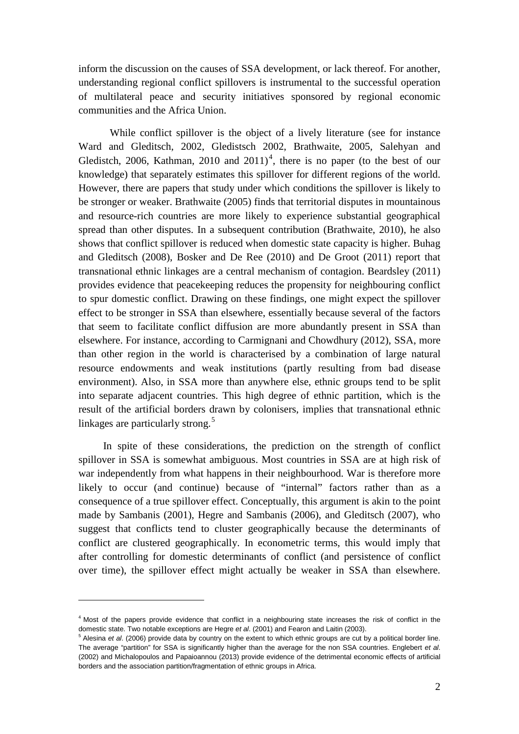inform the discussion on the causes of SSA development, or lack thereof. For another, understanding regional conflict spillovers is instrumental to the successful operation of multilateral peace and security initiatives sponsored by regional economic communities and the Africa Union.

While conflict spillover is the object of a lively literature (see for instance Ward and Gleditsch, 2002, Gledistsch 2002, Brathwaite, 2005, Salehyan and Gledistch, 2006, Kathman, 2010 and 2011)[4], there is no paper (to the best of our knowledge) that separately estimates this spillover for different regions of the world. However, there are papers that study under which conditions the spillover is likely to be stronger or weaker. Brathwaite (2005) finds that territorial disputes in mountainous and resource-rich countries are more likely to experience substantial geographical spread than other disputes. In a subsequent contribution (Brathwaite, 2010), he also shows that conflict spillover is reduced when domestic state capacity is higher. Buhag and Gleditsch (2008), Bosker and De Ree (2010) and De Groot (2011) report that transnational ethnic linkages are a central mechanism of contagion. Beardsley (2011) provides evidence that peacekeeping reduces the propensity for neighbouring conflict to spur domestic conflict. Drawing on these findings, one might expect the spillover effect to be stronger in SSA than elsewhere, essentially because several of the factors that seem to facilitate conflict diffusion are more abundantly present in SSA than elsewhere. For instance, according to Carmignani and Chowdhury (2012), SSA, more than other region in the world is characterised by a combination of large natural resource endowments and weak institutions (partly resulting from bad disease environment). Also, in SSA more than anywhere else, ethnic groups tend to be split into separate adjacent countries. This high degree of ethnic partition, which is the result of the artificial borders drawn by colonisers, implies that transnational ethnic linkages are particularly strong.[5]

In spite of these considerations, the prediction on the strength of conflict spillover in SSA is somewhat ambiguous. Most countries in SSA are at high risk of war independently from what happens in their neighbourhood. War is therefore more likely to occur (and continue) because of "internal" factors rather than as a consequence of a true spillover effect. Conceptually, this argument is akin to the point made by Sambanis (2001), Hegre and Sambanis (2006), and Gleditsch (2007), who suggest that conflicts tend to cluster geographically because the determinants of conflict are clustered geographically. In econometric terms, this would imply that after controlling for domestic determinants of conflict (and persistence of conflict over time), the spillover effect might actually be weaker in SSA than elsewhere.

---

[4] Most of the papers provide evidence that conflict in a neighbouring state increases the risk of conflict in the domestic state. Two notable exceptions are Hegre *et al*. (2001) and Fearon and Laitin (2003).

[5] Alesina *et al*. (2006) provide data by country on the extent to which ethnic groups are cut by a political border line. The average "partition" for SSA is significantly higher than the average for the non SSA countries. Englebert *et al*. (2002) and Michalopoulos and Papaioannou (2013) provide evidence of the detrimental economic effects of artificial borders and the association partition/fragmentation of ethnic groups in Africa.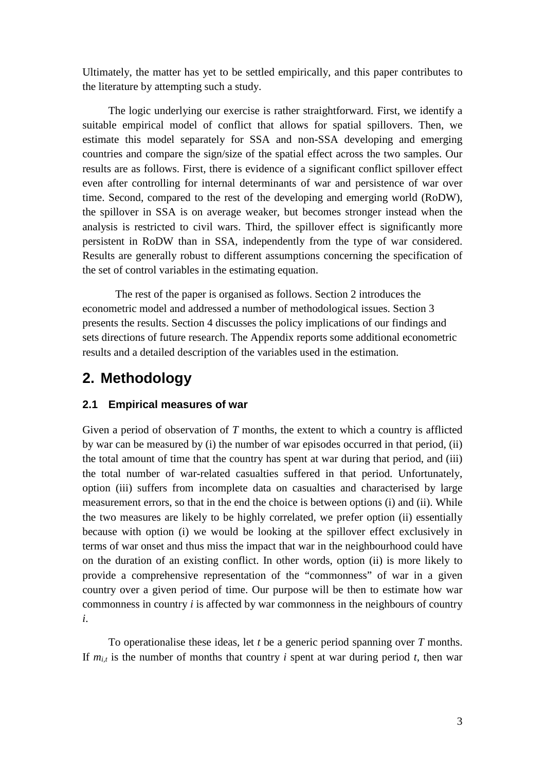Ultimately, the matter has yet to be settled empirically, and this paper contributes to the literature by attempting such a study.

The logic underlying our exercise is rather straightforward. First, we identify a suitable empirical model of conflict that allows for spatial spillovers. Then, we estimate this model separately for SSA and non-SSA developing and emerging countries and compare the sign/size of the spatial effect across the two samples. Our results are as follows. First, there is evidence of a significant conflict spillover effect even after controlling for internal determinants of war and persistence of war over time. Second, compared to the rest of the developing and emerging world (RoDW), the spillover in SSA is on average weaker, but becomes stronger instead when the analysis is restricted to civil wars. Third, the spillover effect is significantly more persistent in RoDW than in SSA, independently from the type of war considered. Results are generally robust to different assumptions concerning the specification of the set of control variables in the estimating equation.

The rest of the paper is organised as follows. Section 2 introduces the econometric model and addressed a number of methodological issues. Section 3 presents the results. Section 4 discusses the policy implications of our findings and sets directions of future research. The Appendix reports some additional econometric results and a detailed description of the variables used in the estimation.

## 2. Methodology

### 2.1 Empirical measures of war

Given a period of observation of $T$ months, the extent to which a country is afflicted by war can be measured by (i) the number of war episodes occurred in that period, (ii) the total amount of time that the country has spent at war during that period, and (iii) the total number of war-related casualties suffered in that period. Unfortunately, option (iii) suffers from incomplete data on casualties and characterised by large measurement errors, so that in the end the choice is between options (i) and (ii). While the two measures are likely to be highly correlated, we prefer option (ii) essentially because with option (i) we would be looking at the spillover effect exclusively in terms of war onset and thus miss the impact that war in the neighbourhood could have on the duration of an existing conflict. In other words, option (ii) is more likely to provide a comprehensive representation of the "commonness" of war in a given country over a given period of time. Our purpose will be then to estimate how war commonness in country $i$ is affected by war commonness in the neighbours of country $i$.

To operationalise these ideas, let $t$ be a generic period spanning over $T$ months. If $m_{i,t}$ is the number of months that country $i$ spent at war during period $t$, then war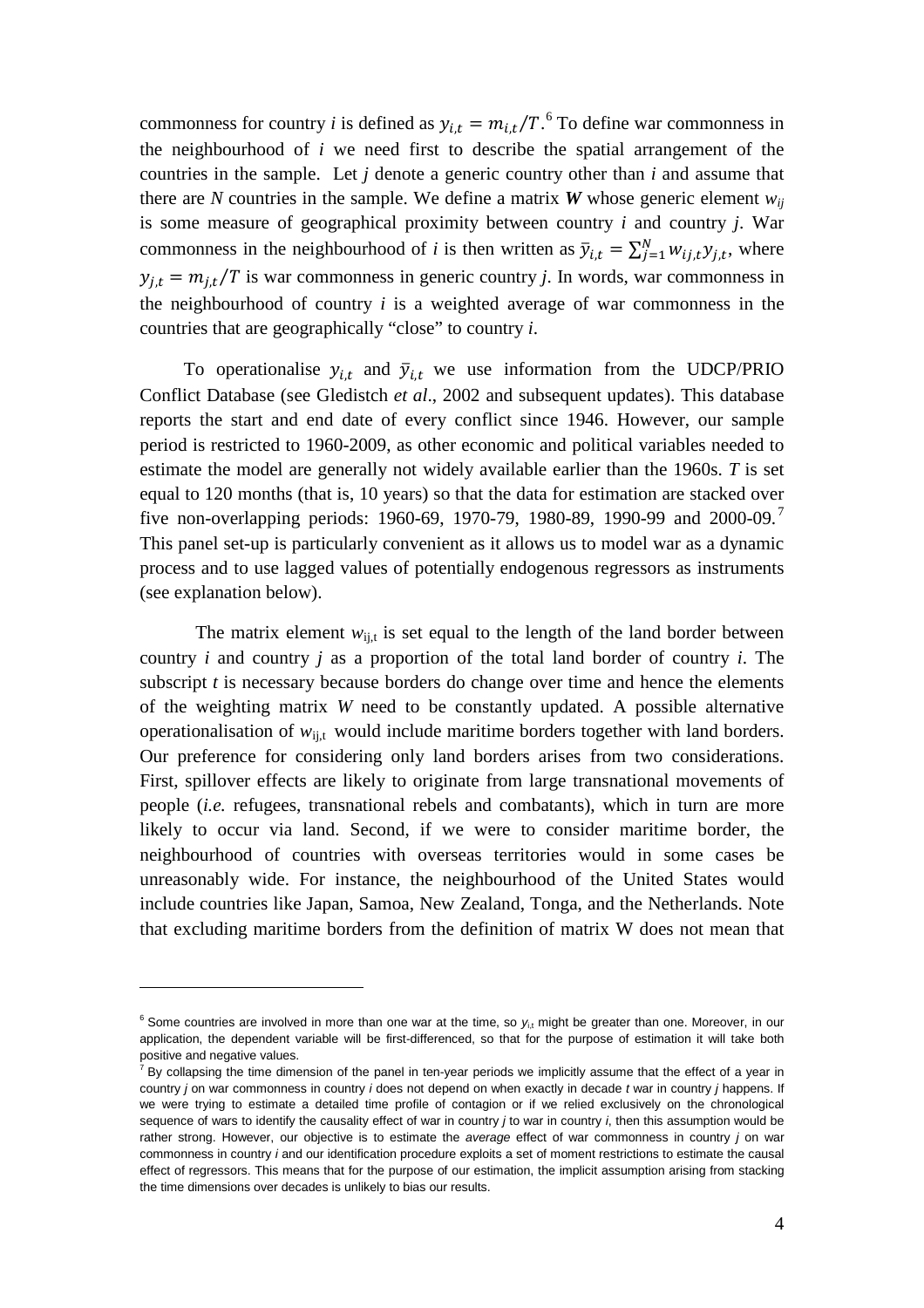commonness for country *i* is defined as $y_{i,t} = m_{i,t}/T$.[6] To define war commonness in the neighbourhood of *i* we need first to describe the spatial arrangement of the countries in the sample. Let *j* denote a generic country other than *i* and assume that there are *N* countries in the sample. We define a matrix $\boldsymbol{W}$ whose generic element $w_{ij}$ is some measure of geographical proximity between country *i* and country *j*. War commonness in the neighbourhood of *i* is then written as $\bar{y}_{i,t} = \sum_{j=1}^{N} w_{ij,t} y_{j,t}$, where $y_{j,t} = m_{j,t}/T$ is war commonness in generic country *j*. In words, war commonness in the neighbourhood of country *i* is a weighted average of war commonness in the countries that are geographically "close" to country *i*.

To operationalise $y_{i,t}$ and $\bar{y}_{i,t}$ we use information from the UDCP/PRIO Conflict Database (see Gledistch *et al*., 2002 and subsequent updates). This database reports the start and end date of every conflict since 1946. However, our sample period is restricted to 1960-2009, as other economic and political variables needed to estimate the model are generally not widely available earlier than the 1960s. *T* is set equal to 120 months (that is, 10 years) so that the data for estimation are stacked over five non-overlapping periods: 1960-69, 1970-79, 1980-89, 1990-99 and 2000-09.[7] This panel set-up is particularly convenient as it allows us to model war as a dynamic process and to use lagged values of potentially endogenous regressors as instruments (see explanation below).

The matrix element $w_{ij,t}$ is set equal to the length of the land border between country *i* and country *j* as a proportion of the total land border of country *i*. The subscript *t* is necessary because borders do change over time and hence the elements of the weighting matrix *W* need to be constantly updated. A possible alternative operationalisation of $w_{ij,t}$ would include maritime borders together with land borders. Our preference for considering only land borders arises from two considerations. First, spillover effects are likely to originate from large transnational movements of people (*i.e.* refugees, transnational rebels and combatants), which in turn are more likely to occur via land. Second, if we were to consider maritime border, the neighbourhood of countries with overseas territories would in some cases be unreasonably wide. For instance, the neighbourhood of the United States would include countries like Japan, Samoa, New Zealand, Tonga, and the Netherlands. Note that excluding maritime borders from the definition of matrix W does not mean that

---

[6] Some countries are involved in more than one war at the time, so $y_{i,t}$ might be greater than one. Moreover, in our application, the dependent variable will be first-differenced, so that for the purpose of estimation it will take both positive and negative values.

[7] By collapsing the time dimension of the panel in ten-year periods we implicitly assume that the effect of a year in country *j* on war commonness in country *i* does not depend on when exactly in decade *t* war in country *j* happens. If we were trying to estimate a detailed time profile of contagion or if we relied exclusively on the chronological sequence of wars to identify the causality effect of war in country *j* to war in country *i*, then this assumption would be rather strong. However, our objective is to estimate the *average* effect of war commonness in country *j* on war commonness in country *i* and our identification procedure exploits a set of moment restrictions to estimate the causal effect of regressors. This means that for the purpose of our estimation, the implicit assumption arising from stacking the time dimensions over decades is unlikely to bias our results.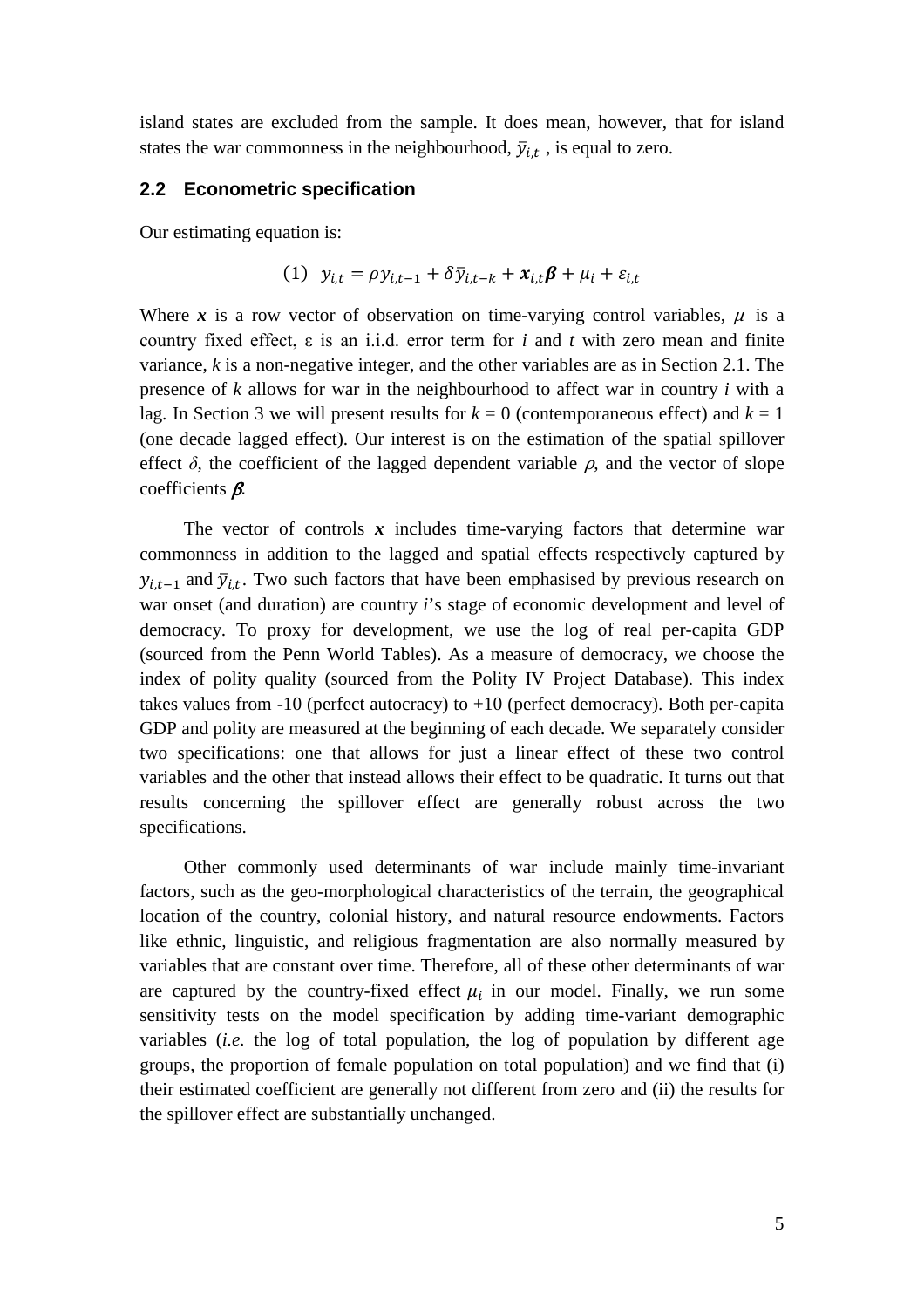island states are excluded from the sample. It does mean, however, that for island states the war commonness in the neighbourhood, $\bar{y}_{i,t}$ , is equal to zero.

### 2.2 Econometric specification

Our estimating equation is:

$$(1) \quad y_{i,t} = \rho y_{i,t-1} + \delta \bar{y}_{i,t-k} + \boldsymbol{x}_{i,t}\boldsymbol{\beta} + \mu_i + \varepsilon_{i,t}$$

Where $\boldsymbol{x}$ is a row vector of observation on time-varying control variables, $\mu$ is a country fixed effect, $\varepsilon$ is an i.i.d. error term for *i* and *t* with zero mean and finite variance, *k* is a non-negative integer, and the other variables are as in Section 2.1. The presence of *k* allows for war in the neighbourhood to affect war in country *i* with a lag. In Section 3 we will present results for $k = 0$ (contemporaneous effect) and $k = 1$ (one decade lagged effect). Our interest is on the estimation of the spatial spillover effect $\delta$, the coefficient of the lagged dependent variable $\rho$, and the vector of slope coefficients $\boldsymbol{\beta}$.

The vector of controls $\boldsymbol{x}$ includes time-varying factors that determine war commonness in addition to the lagged and spatial effects respectively captured by $y_{i,t-1}$ and $\bar{y}_{i,t}$. Two such factors that have been emphasised by previous research on war onset (and duration) are country *i*'s stage of economic development and level of democracy. To proxy for development, we use the log of real per-capita GDP (sourced from the Penn World Tables). As a measure of democracy, we choose the index of polity quality (sourced from the Polity IV Project Database). This index takes values from -10 (perfect autocracy) to +10 (perfect democracy). Both per-capita GDP and polity are measured at the beginning of each decade. We separately consider two specifications: one that allows for just a linear effect of these two control variables and the other that instead allows their effect to be quadratic. It turns out that results concerning the spillover effect are generally robust across the two specifications.

Other commonly used determinants of war include mainly time-invariant factors, such as the geo-morphological characteristics of the terrain, the geographical location of the country, colonial history, and natural resource endowments. Factors like ethnic, linguistic, and religious fragmentation are also normally measured by variables that are constant over time. Therefore, all of these other determinants of war are captured by the country-fixed effect $\mu_i$ in our model. Finally, we run some sensitivity tests on the model specification by adding time-variant demographic variables (*i.e.* the log of total population, the log of population by different age groups, the proportion of female population on total population) and we find that (i) their estimated coefficient are generally not different from zero and (ii) the results for the spillover effect are substantially unchanged.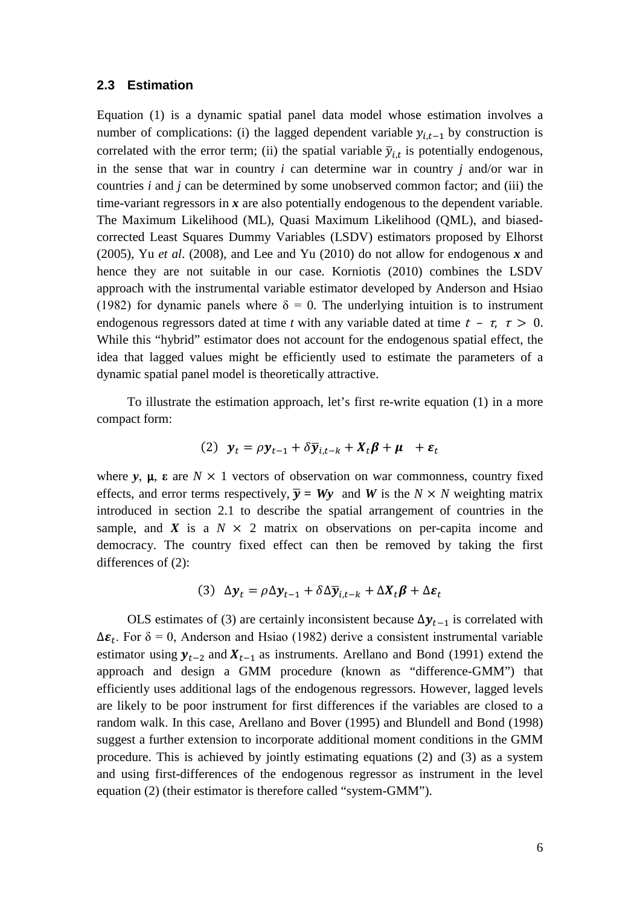### 2.3 Estimation

Equation (1) is a dynamic spatial panel data model whose estimation involves a number of complications: (i) the lagged dependent variable $y_{i,t-1}$ by construction is correlated with the error term; (ii) the spatial variable $\bar{y}_{i,t}$ is potentially endogenous, in the sense that war in country *i* can determine war in country *j* and/or war in countries *i* and *j* can be determined by some unobserved common factor; and (iii) the time-variant regressors in $\boldsymbol{x}$ are also potentially endogenous to the dependent variable. The Maximum Likelihood (ML), Quasi Maximum Likelihood (QML), and biased-corrected Least Squares Dummy Variables (LSDV) estimators proposed by Elhorst (2005), Yu *et al*. (2008), and Lee and Yu (2010) do not allow for endogenous $\boldsymbol{x}$ and hence they are not suitable in our case. Korniotis (2010) combines the LSDV approach with the instrumental variable estimator developed by Anderson and Hsiao (1982) for dynamic panels where $\delta = 0$. The underlying intuition is to instrument endogenous regressors dated at time *t* with any variable dated at time $t - \tau, \ \tau > 0$. While this "hybrid" estimator does not account for the endogenous spatial effect, the idea that lagged values might be efficiently used to estimate the parameters of a dynamic spatial panel model is theoretically attractive.

To illustrate the estimation approach, let's first re-write equation (1) in a more compact form:

$$(2) \quad \boldsymbol{y}_t = \rho \boldsymbol{y}_{t-1} + \delta \bar{\boldsymbol{y}}_{i,t-k} + \boldsymbol{X}_t \boldsymbol{\beta} + \boldsymbol{\mu} \quad + \boldsymbol{\varepsilon}_t$$

where $\boldsymbol{y}$, $\boldsymbol{\mu}$, $\boldsymbol{\varepsilon}$ are $N \times 1$ vectors of observation on war commonness, country fixed effects, and error terms respectively, $\bar{\boldsymbol{y}} = \boldsymbol{W}\boldsymbol{y}$ and $\boldsymbol{W}$ is the $N \times N$ weighting matrix introduced in section 2.1 to describe the spatial arrangement of countries in the sample, and $\boldsymbol{X}$ is a $N \times 2$ matrix on observations on per-capita income and democracy. The country fixed effect can then be removed by taking the first differences of (2):

$$(3) \quad \Delta \boldsymbol{y}_t = \rho \Delta \boldsymbol{y}_{t-1} + \delta \Delta \bar{\boldsymbol{y}}_{i,t-k} + \Delta \boldsymbol{X}_t \boldsymbol{\beta} + \Delta \boldsymbol{\varepsilon}_t$$

OLS estimates of (3) are certainly inconsistent because $\Delta \boldsymbol{y}_{t-1}$ is correlated with $\Delta \boldsymbol{\varepsilon}_t$. For $\delta = 0$, Anderson and Hsiao (1982) derive a consistent instrumental variable estimator using $\boldsymbol{y}_{t-2}$ and $\boldsymbol{X}_{t-1}$ as instruments. Arellano and Bond (1991) extend the approach and design a GMM procedure (known as "difference-GMM") that efficiently uses additional lags of the endogenous regressors. However, lagged levels are likely to be poor instrument for first differences if the variables are closed to a random walk. In this case, Arellano and Bover (1995) and Blundell and Bond (1998) suggest a further extension to incorporate additional moment conditions in the GMM procedure. This is achieved by jointly estimating equations (2) and (3) as a system and using first-differences of the endogenous regressor as instrument in the level equation (2) (their estimator is therefore called "system-GMM").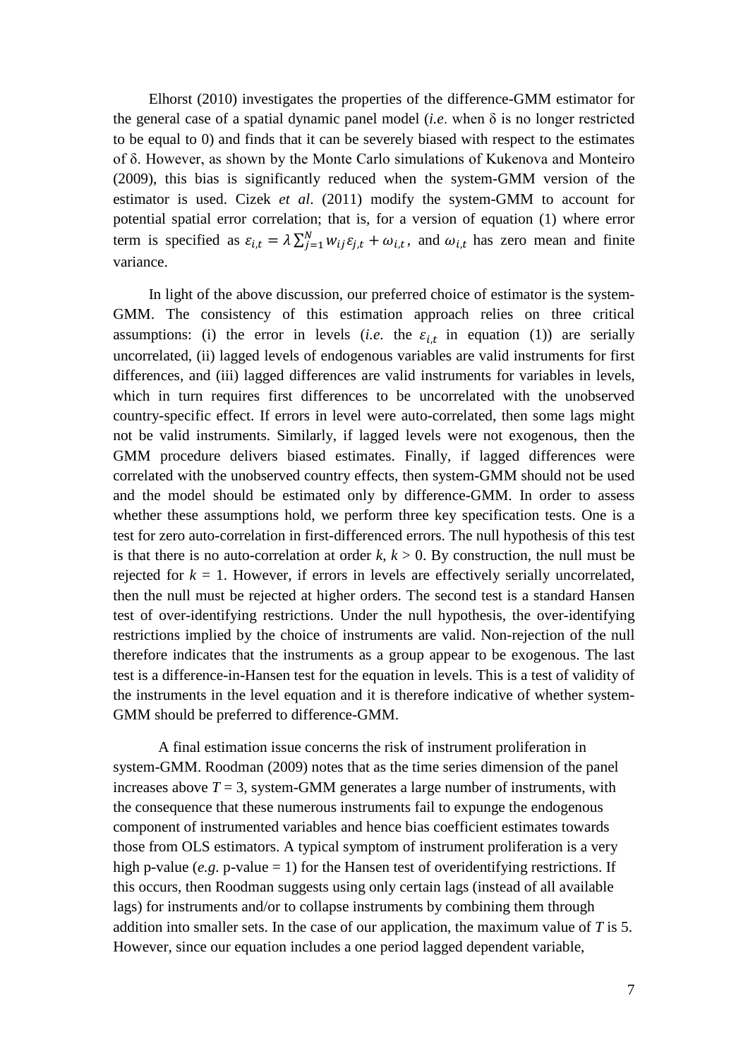Elhorst (2010) investigates the properties of the difference-GMM estimator for the general case of a spatial dynamic panel model (*i.e*. when δ is no longer restricted to be equal to 0) and finds that it can be severely biased with respect to the estimates of δ. However, as shown by the Monte Carlo simulations of Kukenova and Monteiro (2009), this bias is significantly reduced when the system-GMM version of the estimator is used. Cizek *et al*. (2011) modify the system-GMM to account for potential spatial error correlation; that is, for a version of equation (1) where error term is specified as $\varepsilon_{i,t} = \lambda \sum_{j=1}^{N} w_{ij}\varepsilon_{j,t} + \omega_{i,t}$, and $\omega_{i,t}$ has zero mean and finite variance.

In light of the above discussion, our preferred choice of estimator is the system-GMM. The consistency of this estimation approach relies on three critical assumptions: (i) the error in levels (*i.e.* the $\varepsilon_{i,t}$ in equation (1)) are serially uncorrelated, (ii) lagged levels of endogenous variables are valid instruments for first differences, and (iii) lagged differences are valid instruments for variables in levels, which in turn requires first differences to be uncorrelated with the unobserved country-specific effect. If errors in level were auto-correlated, then some lags might not be valid instruments. Similarly, if lagged levels were not exogenous, then the GMM procedure delivers biased estimates. Finally, if lagged differences were correlated with the unobserved country effects, then system-GMM should not be used and the model should be estimated only by difference-GMM. In order to assess whether these assumptions hold, we perform three key specification tests. One is a test for zero auto-correlation in first-differenced errors. The null hypothesis of this test is that there is no auto-correlation at order $k$, $k > 0$. By construction, the null must be rejected for $k = 1$. However, if errors in levels are effectively serially uncorrelated, then the null must be rejected at higher orders. The second test is a standard Hansen test of over-identifying restrictions. Under the null hypothesis, the over-identifying restrictions implied by the choice of instruments are valid. Non-rejection of the null therefore indicates that the instruments as a group appear to be exogenous. The last test is a difference-in-Hansen test for the equation in levels. This is a test of validity of the instruments in the level equation and it is therefore indicative of whether system-GMM should be preferred to difference-GMM.

A final estimation issue concerns the risk of instrument proliferation in system-GMM. Roodman (2009) notes that as the time series dimension of the panel increases above $T = 3$, system-GMM generates a large number of instruments, with the consequence that these numerous instruments fail to expunge the endogenous component of instrumented variables and hence bias coefficient estimates towards those from OLS estimators. A typical symptom of instrument proliferation is a very high p-value (*e.g.* p-value = 1) for the Hansen test of overidentifying restrictions. If this occurs, then Roodman suggests using only certain lags (instead of all available lags) for instruments and/or to collapse instruments by combining them through addition into smaller sets. In the case of our application, the maximum value of $T$ is 5. However, since our equation includes a one period lagged dependent variable,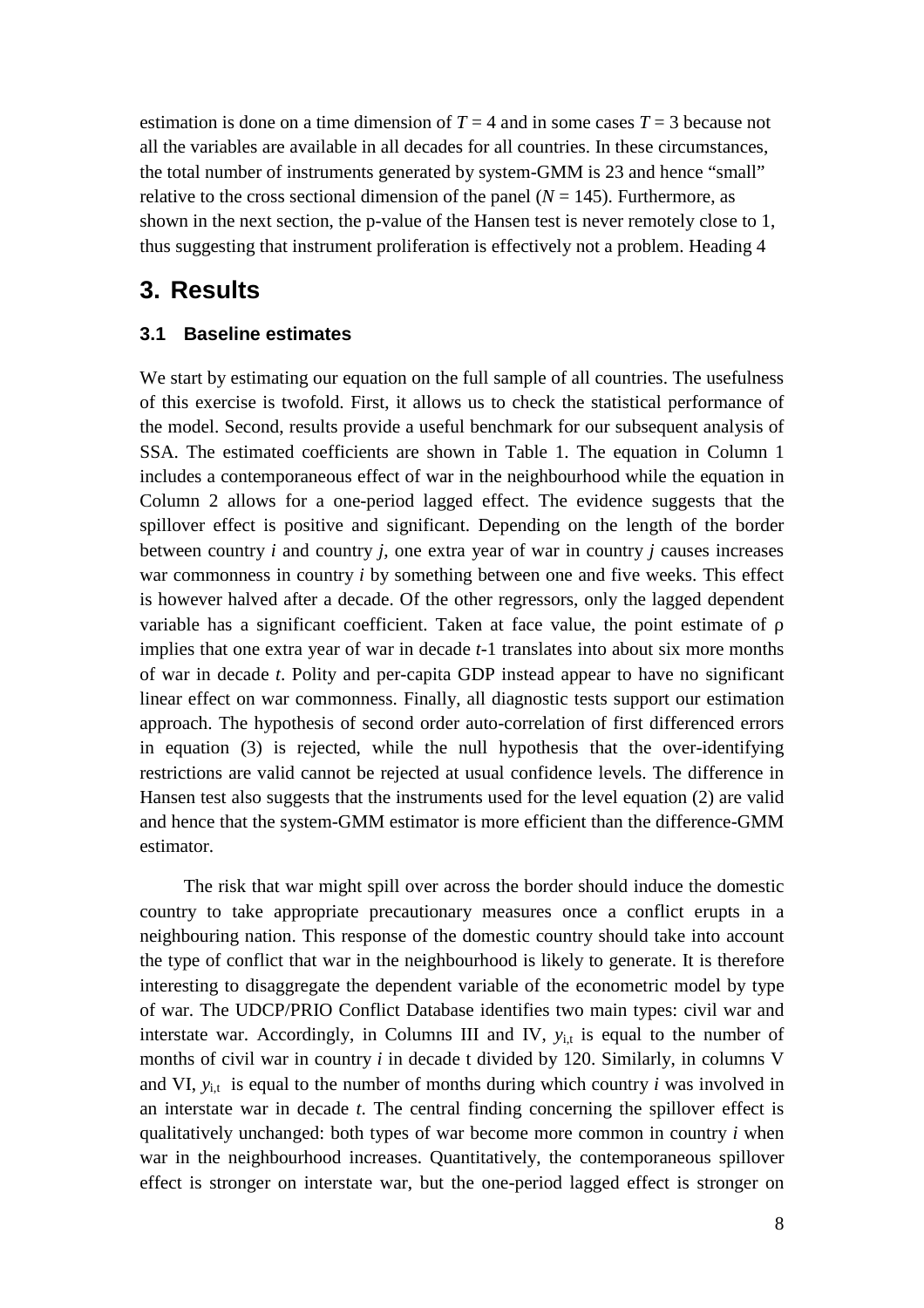estimation is done on a time dimension of $T = 4$ and in some cases $T = 3$ because not all the variables are available in all decades for all countries. In these circumstances, the total number of instruments generated by system-GMM is 23 and hence "small" relative to the cross sectional dimension of the panel ($N = 145$). Furthermore, as shown in the next section, the p-value of the Hansen test is never remotely close to 1, thus suggesting that instrument proliferation is effectively not a problem. Heading 4

# 3. Results

### 3.1 Baseline estimates

We start by estimating our equation on the full sample of all countries. The usefulness of this exercise is twofold. First, it allows us to check the statistical performance of the model. Second, results provide a useful benchmark for our subsequent analysis of SSA. The estimated coefficients are shown in Table 1. The equation in Column 1 includes a contemporaneous effect of war in the neighbourhood while the equation in Column 2 allows for a one-period lagged effect. The evidence suggests that the spillover effect is positive and significant. Depending on the length of the border between country *i* and country *j*, one extra year of war in country *j* causes increases war commonness in country *i* by something between one and five weeks. This effect is however halved after a decade. Of the other regressors, only the lagged dependent variable has a significant coefficient. Taken at face value, the point estimate of $\rho$ implies that one extra year of war in decade $t$-1 translates into about six more months of war in decade $t$. Polity and per-capita GDP instead appear to have no significant linear effect on war commonness. Finally, all diagnostic tests support our estimation approach. The hypothesis of second order auto-correlation of first differenced errors in equation (3) is rejected, while the null hypothesis that the over-identifying restrictions are valid cannot be rejected at usual confidence levels. The difference in Hansen test also suggests that the instruments used for the level equation (2) are valid and hence that the system-GMM estimator is more efficient than the difference-GMM estimator.

The risk that war might spill over across the border should induce the domestic country to take appropriate precautionary measures once a conflict erupts in a neighbouring nation. This response of the domestic country should take into account the type of conflict that war in the neighbourhood is likely to generate. It is therefore interesting to disaggregate the dependent variable of the econometric model by type of war. The UDCP/PRIO Conflict Database identifies two main types: civil war and interstate war. Accordingly, in Columns III and IV, $y_{i,t}$ is equal to the number of months of civil war in country *i* in decade t divided by 120. Similarly, in columns V and VI, $y_{i,t}$ is equal to the number of months during which country *i* was involved in an interstate war in decade *t*. The central finding concerning the spillover effect is qualitatively unchanged: both types of war become more common in country *i* when war in the neighbourhood increases. Quantitatively, the contemporaneous spillover effect is stronger on interstate war, but the one-period lagged effect is stronger on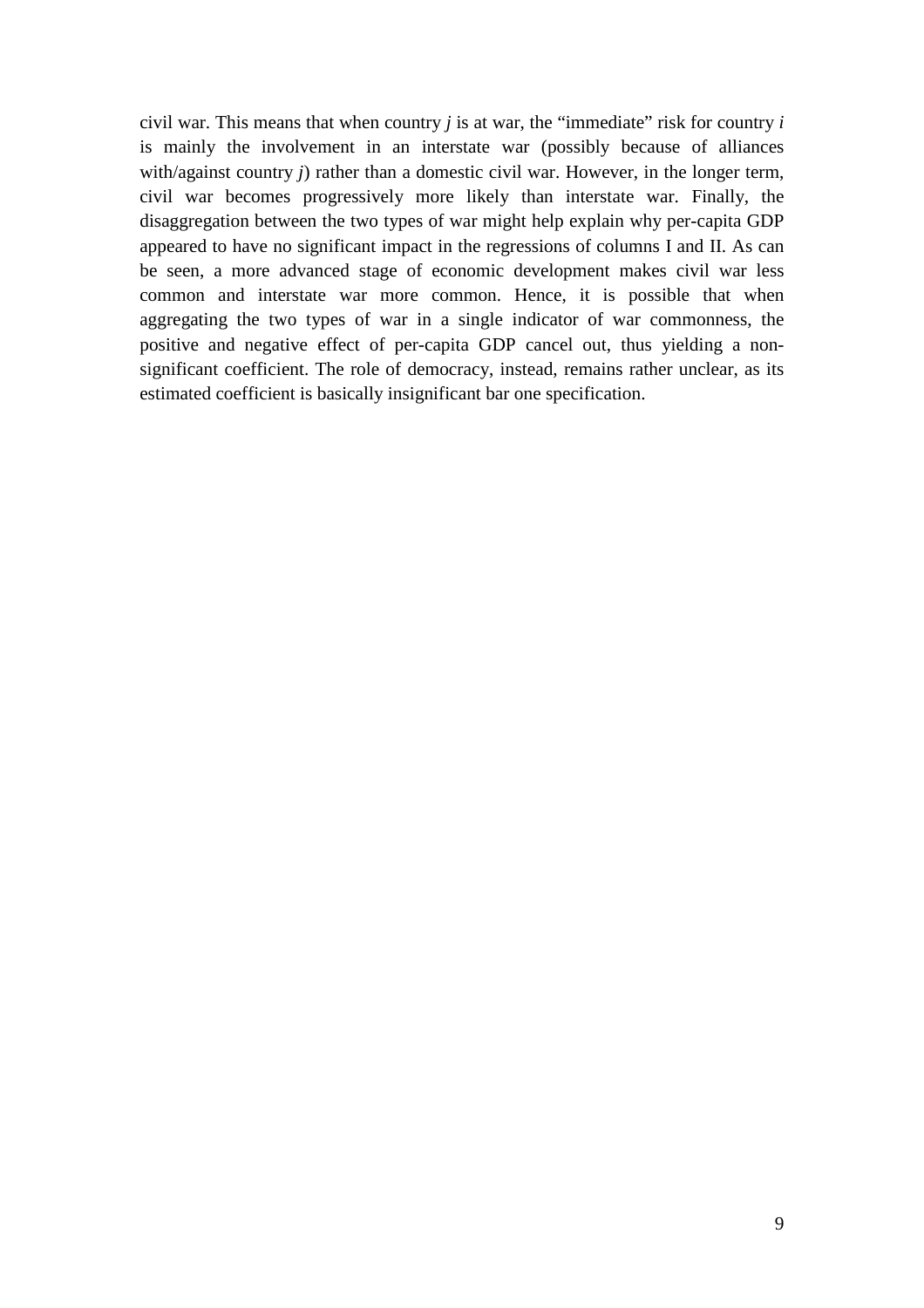civil war. This means that when country *j* is at war, the "immediate" risk for country *i* is mainly the involvement in an interstate war (possibly because of alliances with/against country *j*) rather than a domestic civil war. However, in the longer term, civil war becomes progressively more likely than interstate war. Finally, the disaggregation between the two types of war might help explain why per-capita GDP appeared to have no significant impact in the regressions of columns I and II. As can be seen, a more advanced stage of economic development makes civil war less common and interstate war more common. Hence, it is possible that when aggregating the two types of war in a single indicator of war commonness, the positive and negative effect of per-capita GDP cancel out, thus yielding a non-significant coefficient. The role of democracy, instead, remains rather unclear, as its estimated coefficient is basically insignificant bar one specification.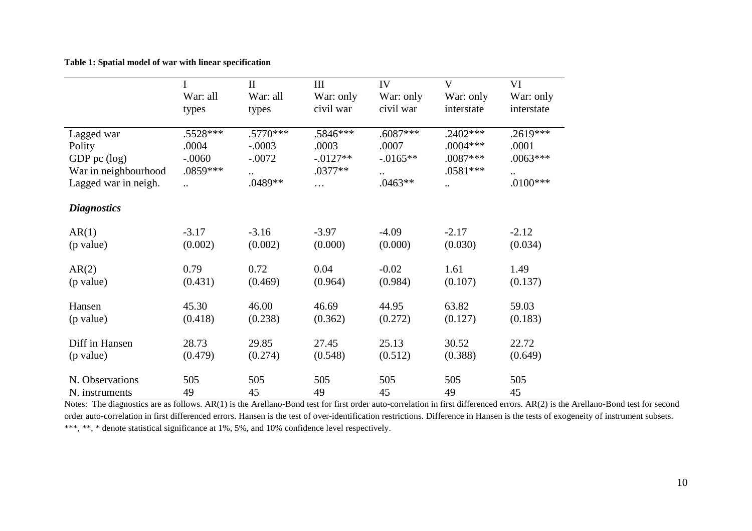**Table 1: Spatial model of war with linear specification**

| | I<br>War: all types | II<br>War: all types | III<br>War: only civil war | IV<br>War: only civil war | V<br>War: only interstate | VI<br>War: only interstate |
|---|---|---|---|---|---|---|
| Lagged war | .5528*** | .5770*** | .5846*** | .6087*** | .2402*** | .2619*** |
| Polity | .0004 | -.0003 | .0003 | .0007 | .0004*** | .0001 |
| GDP pc (log) | -.0060 | -.0072 | -.0127** | -.0165** | .0087*** | .0063*** |
| War in neighbourhood | .0859*** | .. | .0377** | .. | .0581*** | .. |
| Lagged war in neigh. | .. | .0489** | … | .0463** | .. | .0100*** |
| ***Diagnostics*** | | | | | | |
| AR(1) | -3.17 | -3.16 | -3.97 | -4.09 | -2.17 | -2.12 |
| (p value) | (0.002) | (0.002) | (0.000) | (0.000) | (0.030) | (0.034) |
| AR(2) | 0.79 | 0.72 | 0.04 | -0.02 | 1.61 | 1.49 |
| (p value) | (0.431) | (0.469) | (0.964) | (0.984) | (0.107) | (0.137) |
| Hansen | 45.30 | 46.00 | 46.69 | 44.95 | 63.82 | 59.03 |
| (p value) | (0.418) | (0.238) | (0.362) | (0.272) | (0.127) | (0.183) |
| Diff in Hansen | 28.73 | 29.85 | 27.45 | 25.13 | 30.52 | 22.72 |
| (p value) | (0.479) | (0.274) | (0.548) | (0.512) | (0.388) | (0.649) |
| N. Observations | 505 | 505 | 505 | 505 | 505 | 505 |
| N. instruments | 49 | 45 | 49 | 45 | 49 | 45 |

Notes: The diagnostics are as follows. AR(1) is the Arellano-Bond test for first order auto-correlation in first differenced errors. AR(2) is the Arellano-Bond test for second order auto-correlation in first differenced errors. Hansen is the test of over-identification restrictions. Difference in Hansen is the tests of exogeneity of instrument subsets. ***, **, * denote statistical significance at 1%, 5%, and 10% confidence level respectively.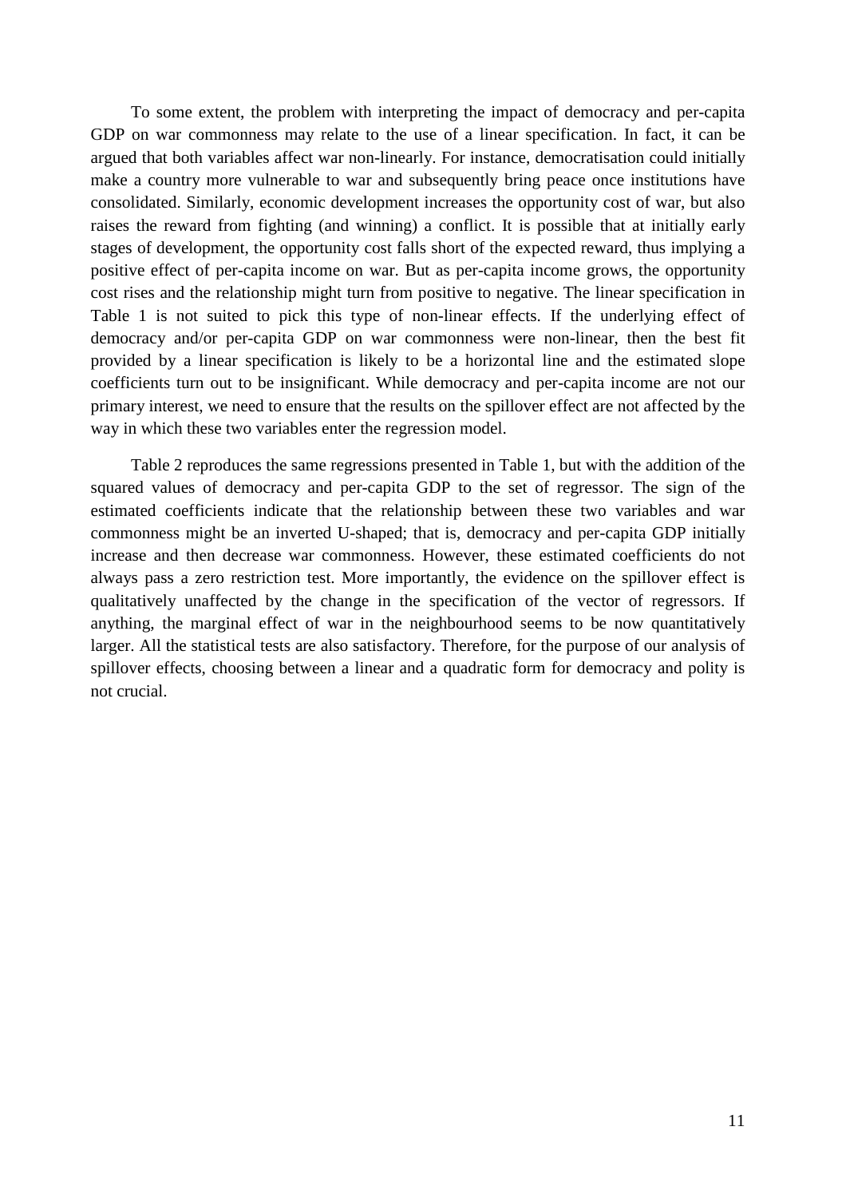To some extent, the problem with interpreting the impact of democracy and per-capita GDP on war commonness may relate to the use of a linear specification. In fact, it can be argued that both variables affect war non-linearly. For instance, democratisation could initially make a country more vulnerable to war and subsequently bring peace once institutions have consolidated. Similarly, economic development increases the opportunity cost of war, but also raises the reward from fighting (and winning) a conflict. It is possible that at initially early stages of development, the opportunity cost falls short of the expected reward, thus implying a positive effect of per-capita income on war. But as per-capita income grows, the opportunity cost rises and the relationship might turn from positive to negative. The linear specification in Table 1 is not suited to pick this type of non-linear effects. If the underlying effect of democracy and/or per-capita GDP on war commonness were non-linear, then the best fit provided by a linear specification is likely to be a horizontal line and the estimated slope coefficients turn out to be insignificant. While democracy and per-capita income are not our primary interest, we need to ensure that the results on the spillover effect are not affected by the way in which these two variables enter the regression model.

Table 2 reproduces the same regressions presented in Table 1, but with the addition of the squared values of democracy and per-capita GDP to the set of regressor. The sign of the estimated coefficients indicate that the relationship between these two variables and war commonness might be an inverted U-shaped; that is, democracy and per-capita GDP initially increase and then decrease war commonness. However, these estimated coefficients do not always pass a zero restriction test. More importantly, the evidence on the spillover effect is qualitatively unaffected by the change in the specification of the vector of regressors. If anything, the marginal effect of war in the neighbourhood seems to be now quantitatively larger. All the statistical tests are also satisfactory. Therefore, for the purpose of our analysis of spillover effects, choosing between a linear and a quadratic form for democracy and polity is not crucial.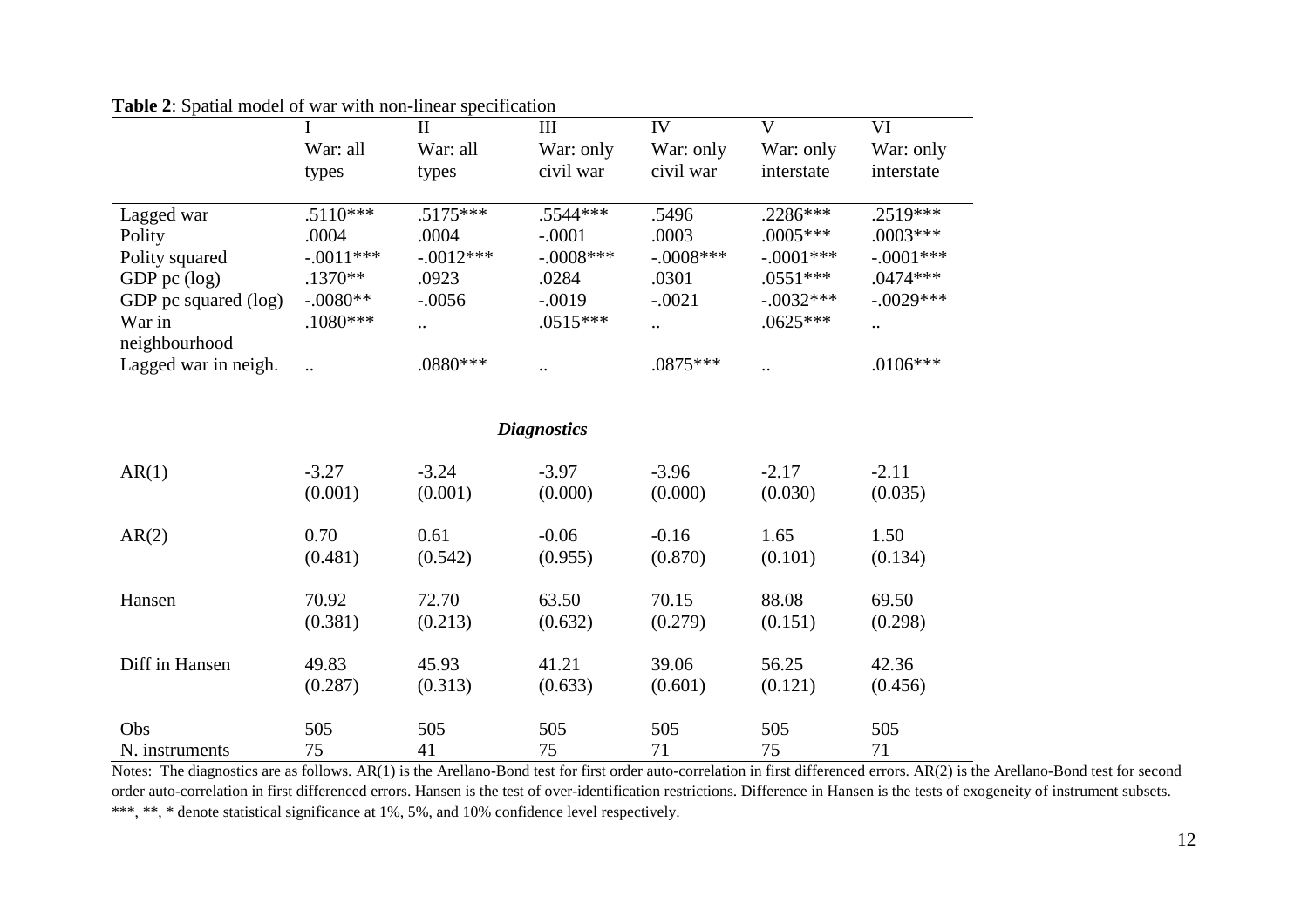**Table 2**: Spatial model of war with non-linear specification

| | I | II | III | IV | V | VI |
|---|---|---|---|---|---|---|
| | War: all types | War: all types | War: only civil war | War: only civil war | War: only interstate | War: only interstate |
| Lagged war | .5110*** | .5175*** | .5544*** | .5496 | .2286*** | .2519*** |
| Polity | .0004 | .0004 | -.0001 | .0003 | .0005*** | .0003*** |
| Polity squared | -.0011*** | -.0012*** | -.0008*** | -.0008*** | -.0001*** | -.0001*** |
| GDP pc (log) | .1370** | .0923 | .0284 | .0301 | .0551*** | .0474*** |
| GDP pc squared (log) | -.0080** | -.0056 | -.0019 | -.0021 | -.0032*** | -.0029*** |
| War in neighbourhood | .1080*** | .. | .0515*** | .. | .0625*** | .. |
| Lagged war in neigh. | .. | .0880*** | .. | .0875*** | .. | .0106*** |
| ***Diagnostics*** | | | | | | |
| AR(1) | -3.27 (0.001) | -3.24 (0.001) | -3.97 (0.000) | -3.96 (0.000) | -2.17 (0.030) | -2.11 (0.035) |
| AR(2) | 0.70 (0.481) | 0.61 (0.542) | -0.06 (0.955) | -0.16 (0.870) | 1.65 (0.101) | 1.50 (0.134) |
| Hansen | 70.92 (0.381) | 72.70 (0.213) | 63.50 (0.632) | 70.15 (0.279) | 88.08 (0.151) | 69.50 (0.298) |
| Diff in Hansen | 49.83 (0.287) | 45.93 (0.313) | 41.21 (0.633) | 39.06 (0.601) | 56.25 (0.121) | 42.36 (0.456) |
| Obs | 505 | 505 | 505 | 505 | 505 | 505 |
| N. instruments | 75 | 41 | 75 | 71 | 75 | 71 |

Notes: The diagnostics are as follows. AR(1) is the Arellano-Bond test for first order auto-correlation in first differenced errors. AR(2) is the Arellano-Bond test for second order auto-correlation in first differenced errors. Hansen is the test of over-identification restrictions. Difference in Hansen is the tests of exogeneity of instrument subsets. ***, **, * denote statistical significance at 1%, 5%, and 10% confidence level respectively.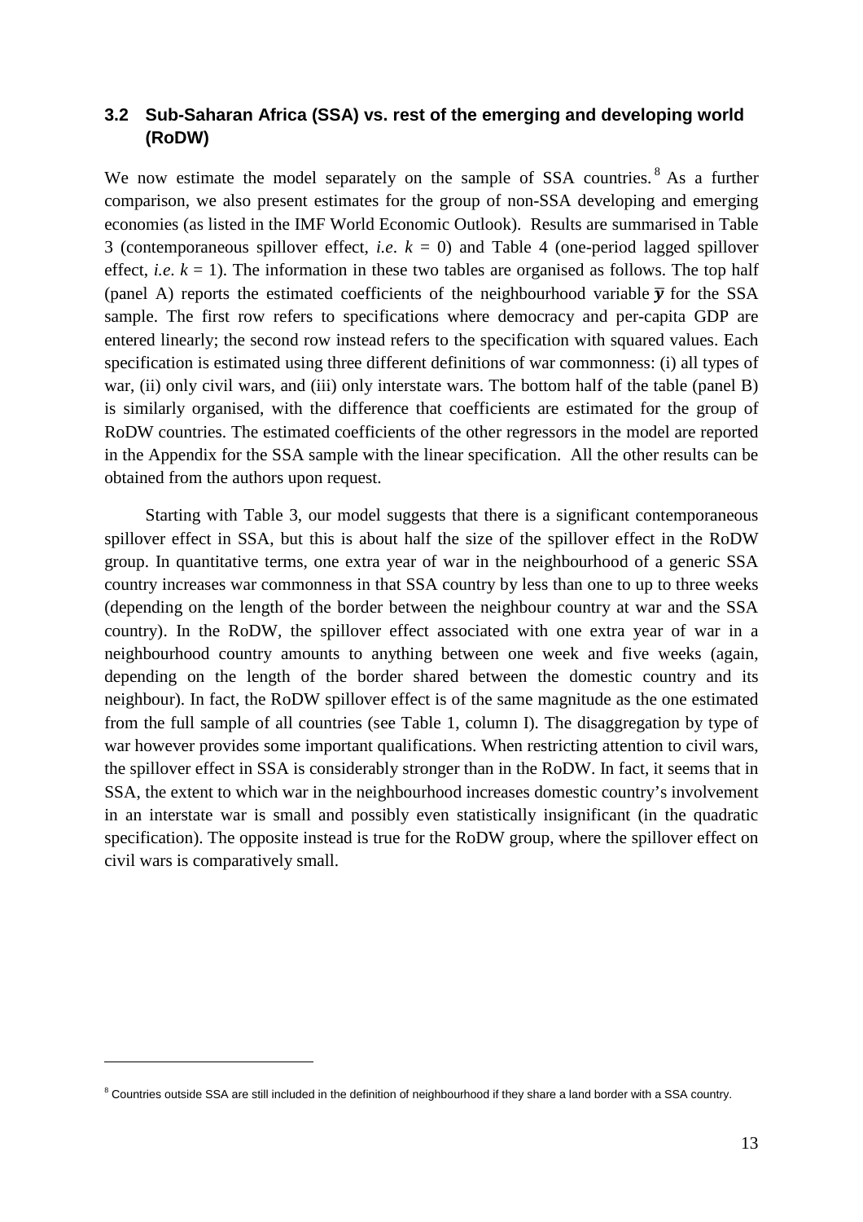## 3.2 Sub-Saharan Africa (SSA) vs. rest of the emerging and developing world (RoDW)

We now estimate the model separately on the sample of SSA countries.[8] As a further comparison, we also present estimates for the group of non-SSA developing and emerging economies (as listed in the IMF World Economic Outlook). Results are summarised in Table 3 (contemporaneous spillover effect, *i.e.* $k = 0$) and Table 4 (one-period lagged spillover effect, *i.e.* $k = 1$). The information in these two tables are organised as follows. The top half (panel A) reports the estimated coefficients of the neighbourhood variable $\bar{\boldsymbol{y}}$ for the SSA sample. The first row refers to specifications where democracy and per-capita GDP are entered linearly; the second row instead refers to the specification with squared values. Each specification is estimated using three different definitions of war commonness: (i) all types of war, (ii) only civil wars, and (iii) only interstate wars. The bottom half of the table (panel B) is similarly organised, with the difference that coefficients are estimated for the group of RoDW countries. The estimated coefficients of the other regressors in the model are reported in the Appendix for the SSA sample with the linear specification. All the other results can be obtained from the authors upon request.

Starting with Table 3, our model suggests that there is a significant contemporaneous spillover effect in SSA, but this is about half the size of the spillover effect in the RoDW group. In quantitative terms, one extra year of war in the neighbourhood of a generic SSA country increases war commonness in that SSA country by less than one to up to three weeks (depending on the length of the border between the neighbour country at war and the SSA country). In the RoDW, the spillover effect associated with one extra year of war in a neighbourhood country amounts to anything between one week and five weeks (again, depending on the length of the border shared between the domestic country and its neighbour). In fact, the RoDW spillover effect is of the same magnitude as the one estimated from the full sample of all countries (see Table 1, column I). The disaggregation by type of war however provides some important qualifications. When restricting attention to civil wars, the spillover effect in SSA is considerably stronger than in the RoDW. In fact, it seems that in SSA, the extent to which war in the neighbourhood increases domestic country's involvement in an interstate war is small and possibly even statistically insignificant (in the quadratic specification). The opposite instead is true for the RoDW group, where the spillover effect on civil wars is comparatively small.

---

[8] Countries outside SSA are still included in the definition of neighbourhood if they share a land border with a SSA country.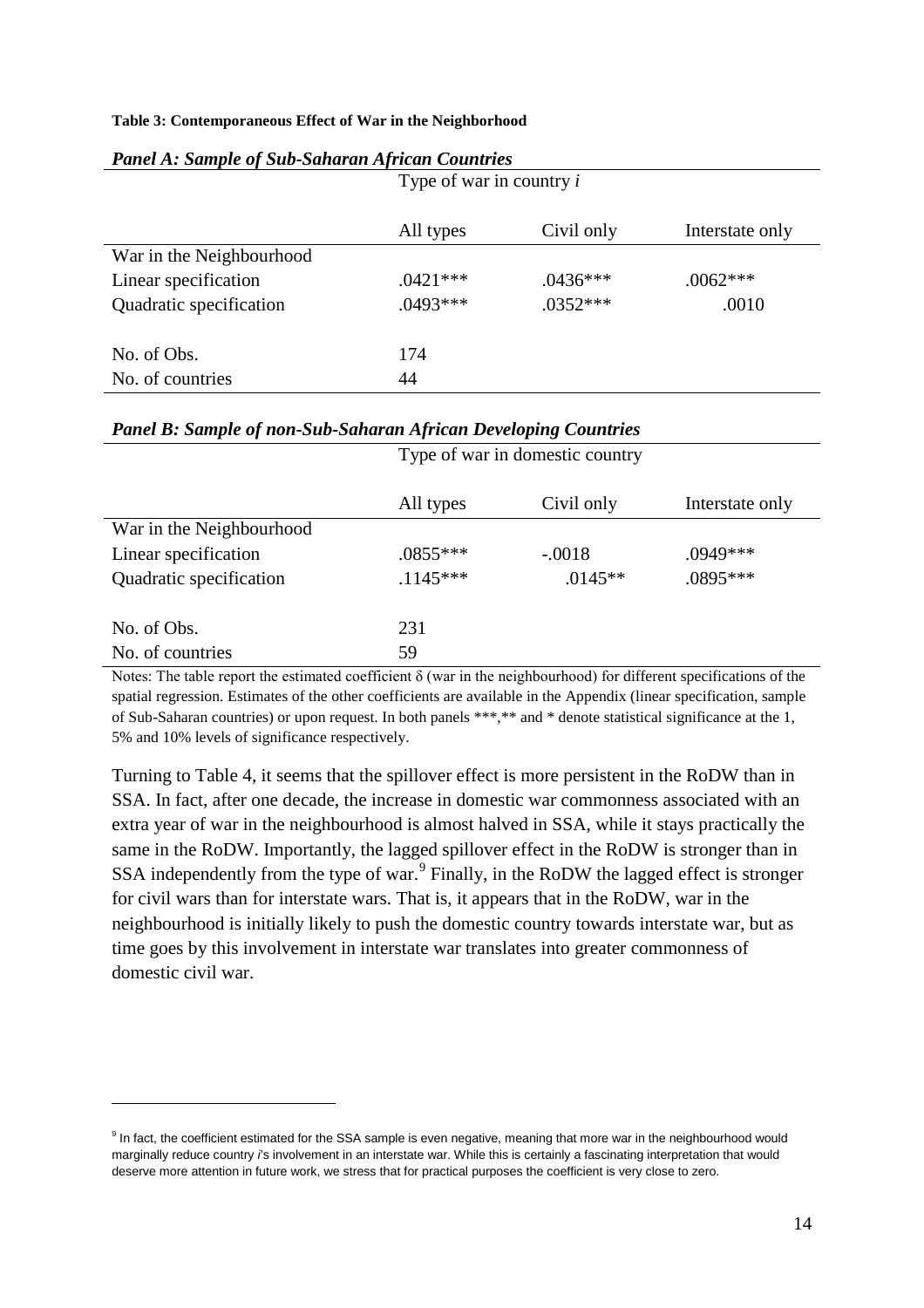**Table 3: Contemporaneous Effect of War in the Neighborhood**

***Panel A: Sample of Sub-Saharan African Countries***

| | Type of war in country *i* | | |
|---|---|---|---|
| | All types | Civil only | Interstate only |
| War in the Neighbourhood | | | |
| Linear specification | .0421*** | .0436*** | .0062*** |
| Quadratic specification | .0493*** | .0352*** | .0010 |
| No. of Obs. | 174 | | |
| No. of countries | 44 | | |

***Panel B: Sample of non-Sub-Saharan African Developing Countries***

| | Type of war in domestic country | | |
|---|---|---|---|
| | All types | Civil only | Interstate only |
| War in the Neighbourhood | | | |
| Linear specification | .0855*** | -.0018 | .0949*** |
| Quadratic specification | .1145*** | .0145** | .0895*** |
| No. of Obs. | 231 | | |
| No. of countries | 59 | | |

Notes: The table report the estimated coefficient δ (war in the neighbourhood) for different specifications of the spatial regression. Estimates of the other coefficients are available in the Appendix (linear specification, sample of Sub-Saharan countries) or upon request. In both panels ***,** and * denote statistical significance at the 1, 5% and 10% levels of significance respectively.

Turning to Table 4, it seems that the spillover effect is more persistent in the RoDW than in SSA. In fact, after one decade, the increase in domestic war commonness associated with an extra year of war in the neighbourhood is almost halved in SSA, while it stays practically the same in the RoDW. Importantly, the lagged spillover effect in the RoDW is stronger than in SSA independently from the type of war.[9] Finally, in the RoDW the lagged effect is stronger for civil wars than for interstate wars. That is, it appears that in the RoDW, war in the neighbourhood is initially likely to push the domestic country towards interstate war, but as time goes by this involvement in interstate war translates into greater commonness of domestic civil war.

[9] In fact, the coefficient estimated for the SSA sample is even negative, meaning that more war in the neighbourhood would marginally reduce country *i*'s involvement in an interstate war. While this is certainly a fascinating interpretation that would deserve more attention in future work, we stress that for practical purposes the coefficient is very close to zero.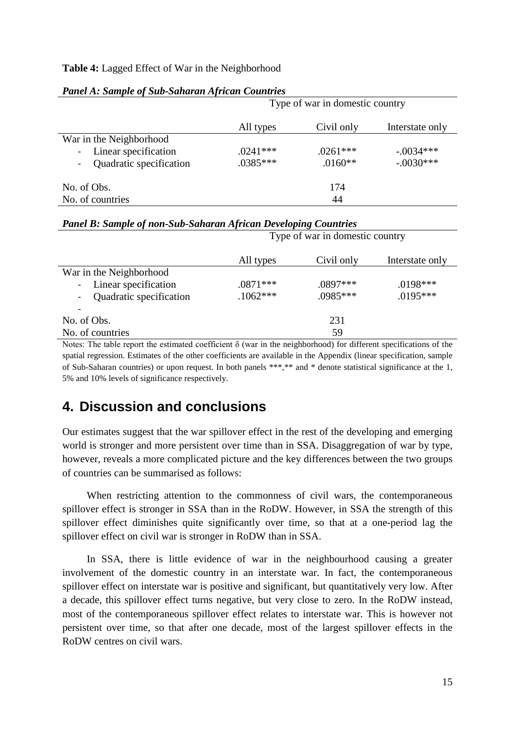**Table 4:** Lagged Effect of War in the Neighborhood

***Panel A: Sample of Sub-Saharan African Countries***

| | Type of war in domestic country | | |
|---|---|---|---|
| | All types | Civil only | Interstate only |
| War in the Neighborhood | | | |
| - Linear specification | .0241*** | .0261*** | -.0034*** |
| - Quadratic specification | .0385*** | .0160** | -.0030*** |
| No. of Obs. | | 174 | |
| No. of countries | | 44 | |

***Panel B: Sample of non-Sub-Saharan African Developing Countries***

| | Type of war in domestic country | | |
|---|---|---|---|
| | All types | Civil only | Interstate only |
| War in the Neighborhood | | | |
| - Linear specification | .0871*** | .0897*** | .0198*** |
| - Quadratic specification | .1062*** | .0985*** | .0195*** |
| - | | | |
| No. of Obs. | | 231 | |
| No. of countries | | 59 | |

Notes: The table report the estimated coefficient $\delta$ (war in the neighborhood) for different specifications of the spatial regression. Estimates of the other coefficients are available in the Appendix (linear specification, sample of Sub-Saharan countries) or upon request. In both panels ***,** and * denote statistical significance at the 1, 5% and 10% levels of significance respectively.

# 4. Discussion and conclusions

Our estimates suggest that the war spillover effect in the rest of the developing and emerging world is stronger and more persistent over time than in SSA. Disaggregation of war by type, however, reveals a more complicated picture and the key differences between the two groups of countries can be summarised as follows:

When restricting attention to the commonness of civil wars, the contemporaneous spillover effect is stronger in SSA than in the RoDW. However, in SSA the strength of this spillover effect diminishes quite significantly over time, so that at a one-period lag the spillover effect on civil war is stronger in RoDW than in SSA.

In SSA, there is little evidence of war in the neighbourhood causing a greater involvement of the domestic country in an interstate war. In fact, the contemporaneous spillover effect on interstate war is positive and significant, but quantitatively very low. After a decade, this spillover effect turns negative, but very close to zero. In the RoDW instead, most of the contemporaneous spillover effect relates to interstate war. This is however not persistent over time, so that after one decade, most of the largest spillover effects in the RoDW centres on civil wars.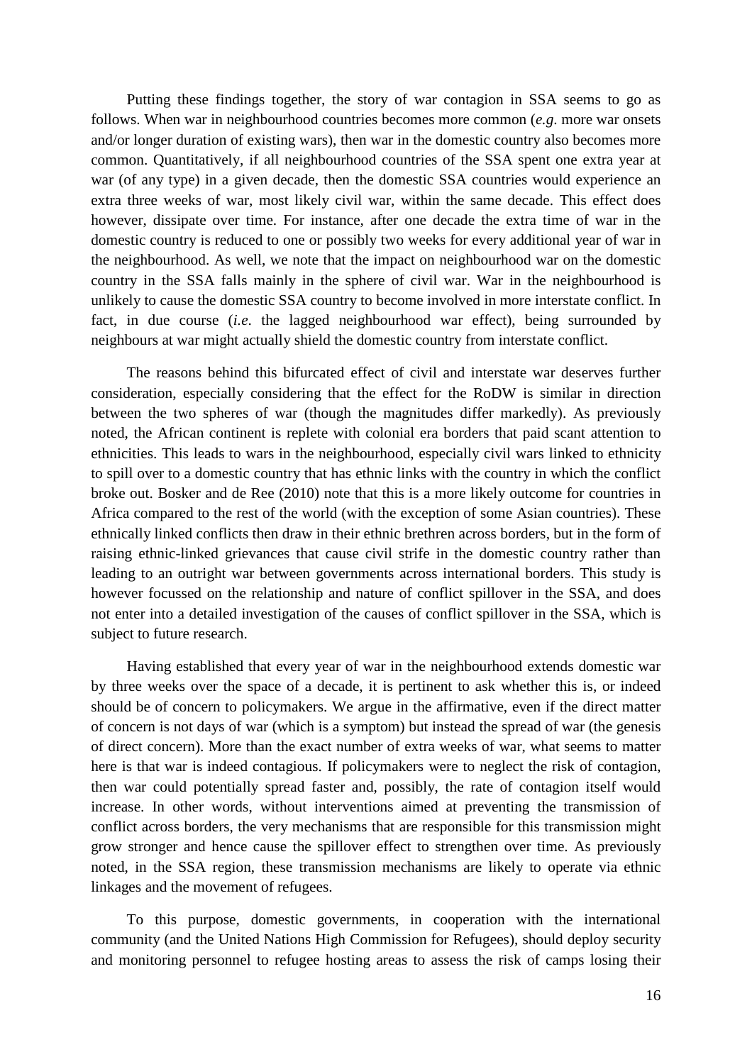Putting these findings together, the story of war contagion in SSA seems to go as follows. When war in neighbourhood countries becomes more common (*e.g.* more war onsets and/or longer duration of existing wars), then war in the domestic country also becomes more common. Quantitatively, if all neighbourhood countries of the SSA spent one extra year at war (of any type) in a given decade, then the domestic SSA countries would experience an extra three weeks of war, most likely civil war, within the same decade. This effect does however, dissipate over time. For instance, after one decade the extra time of war in the domestic country is reduced to one or possibly two weeks for every additional year of war in the neighbourhood. As well, we note that the impact on neighbourhood war on the domestic country in the SSA falls mainly in the sphere of civil war. War in the neighbourhood is unlikely to cause the domestic SSA country to become involved in more interstate conflict. In fact, in due course (*i.e.* the lagged neighbourhood war effect), being surrounded by neighbours at war might actually shield the domestic country from interstate conflict.

The reasons behind this bifurcated effect of civil and interstate war deserves further consideration, especially considering that the effect for the RoDW is similar in direction between the two spheres of war (though the magnitudes differ markedly). As previously noted, the African continent is replete with colonial era borders that paid scant attention to ethnicities. This leads to wars in the neighbourhood, especially civil wars linked to ethnicity to spill over to a domestic country that has ethnic links with the country in which the conflict broke out. Bosker and de Ree (2010) note that this is a more likely outcome for countries in Africa compared to the rest of the world (with the exception of some Asian countries). These ethnically linked conflicts then draw in their ethnic brethren across borders, but in the form of raising ethnic-linked grievances that cause civil strife in the domestic country rather than leading to an outright war between governments across international borders. This study is however focussed on the relationship and nature of conflict spillover in the SSA, and does not enter into a detailed investigation of the causes of conflict spillover in the SSA, which is subject to future research.

Having established that every year of war in the neighbourhood extends domestic war by three weeks over the space of a decade, it is pertinent to ask whether this is, or indeed should be of concern to policymakers. We argue in the affirmative, even if the direct matter of concern is not days of war (which is a symptom) but instead the spread of war (the genesis of direct concern). More than the exact number of extra weeks of war, what seems to matter here is that war is indeed contagious. If policymakers were to neglect the risk of contagion, then war could potentially spread faster and, possibly, the rate of contagion itself would increase. In other words, without interventions aimed at preventing the transmission of conflict across borders, the very mechanisms that are responsible for this transmission might grow stronger and hence cause the spillover effect to strengthen over time. As previously noted, in the SSA region, these transmission mechanisms are likely to operate via ethnic linkages and the movement of refugees.

To this purpose, domestic governments, in cooperation with the international community (and the United Nations High Commission for Refugees), should deploy security and monitoring personnel to refugee hosting areas to assess the risk of camps losing their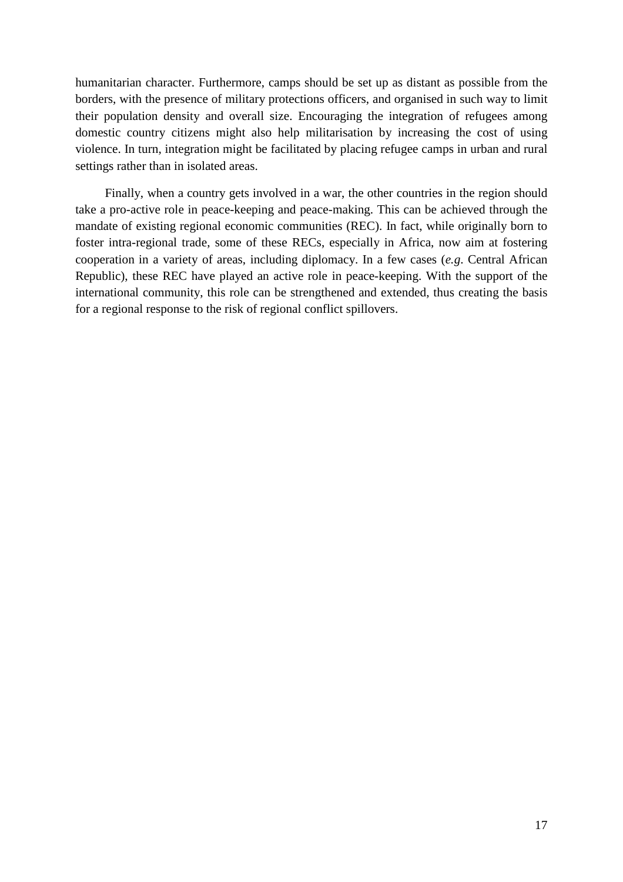humanitarian character. Furthermore, camps should be set up as distant as possible from the borders, with the presence of military protections officers, and organised in such way to limit their population density and overall size. Encouraging the integration of refugees among domestic country citizens might also help militarisation by increasing the cost of using violence. In turn, integration might be facilitated by placing refugee camps in urban and rural settings rather than in isolated areas.

Finally, when a country gets involved in a war, the other countries in the region should take a pro-active role in peace-keeping and peace-making. This can be achieved through the mandate of existing regional economic communities (REC). In fact, while originally born to foster intra-regional trade, some of these RECs, especially in Africa, now aim at fostering cooperation in a variety of areas, including diplomacy. In a few cases (*e.g.* Central African Republic), these REC have played an active role in peace-keeping. With the support of the international community, this role can be strengthened and extended, thus creating the basis for a regional response to the risk of regional conflict spillovers.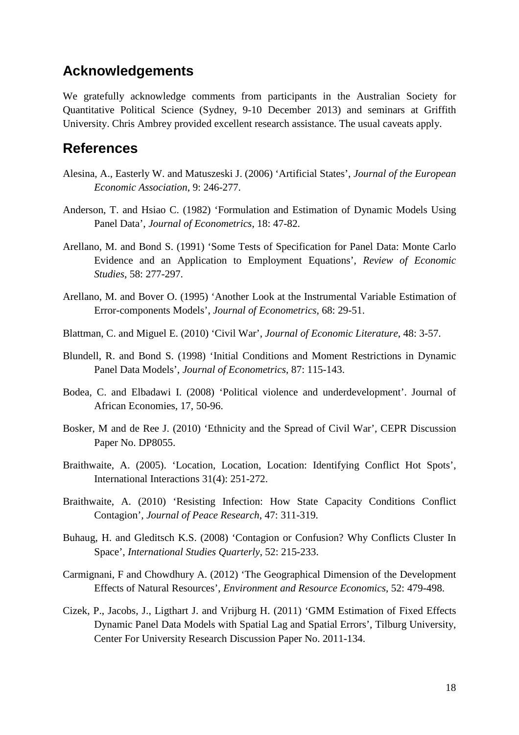## Acknowledgements

We gratefully acknowledge comments from participants in the Australian Society for Quantitative Political Science (Sydney, 9-10 December 2013) and seminars at Griffith University. Chris Ambrey provided excellent research assistance. The usual caveats apply.

## References

Alesina, A., Easterly W. and Matuszeski J. (2006) 'Artificial States', *Journal of the European Economic Association*, 9: 246-277.

Anderson, T. and Hsiao C. (1982) 'Formulation and Estimation of Dynamic Models Using Panel Data', *Journal of Econometrics*, 18: 47-82.

Arellano, M. and Bond S. (1991) 'Some Tests of Specification for Panel Data: Monte Carlo Evidence and an Application to Employment Equations', *Review of Economic Studies*, 58: 277-297.

Arellano, M. and Bover O. (1995) 'Another Look at the Instrumental Variable Estimation of Error-components Models', *Journal of Econometrics*, 68: 29-51.

Blattman, C. and Miguel E. (2010) 'Civil War', *Journal of Economic Literature*, 48: 3-57.

Blundell, R. and Bond S. (1998) 'Initial Conditions and Moment Restrictions in Dynamic Panel Data Models', *Journal of Econometrics*, 87: 115-143.

Bodea, C. and Elbadawi I. (2008) 'Political violence and underdevelopment'. Journal of African Economies, 17, 50-96.

Bosker, M and de Ree J. (2010) 'Ethnicity and the Spread of Civil War', CEPR Discussion Paper No. DP8055.

Braithwaite, A. (2005). 'Location, Location, Location: Identifying Conflict Hot Spots', International Interactions 31(4): 251-272.

Braithwaite, A. (2010) 'Resisting Infection: How State Capacity Conditions Conflict Contagion', *Journal of Peace Research*, 47: 311-319.

Buhaug, H. and Gleditsch K.S. (2008) 'Contagion or Confusion? Why Conflicts Cluster In Space', *International Studies Quarterly*, 52: 215-233.

Carmignani, F and Chowdhury A. (2012) 'The Geographical Dimension of the Development Effects of Natural Resources', *Environment and Resource Economics*, 52: 479-498.

Cizek, P., Jacobs, J., Ligthart J. and Vrijburg H. (2011) 'GMM Estimation of Fixed Effects Dynamic Panel Data Models with Spatial Lag and Spatial Errors', Tilburg University, Center For University Research Discussion Paper No. 2011-134.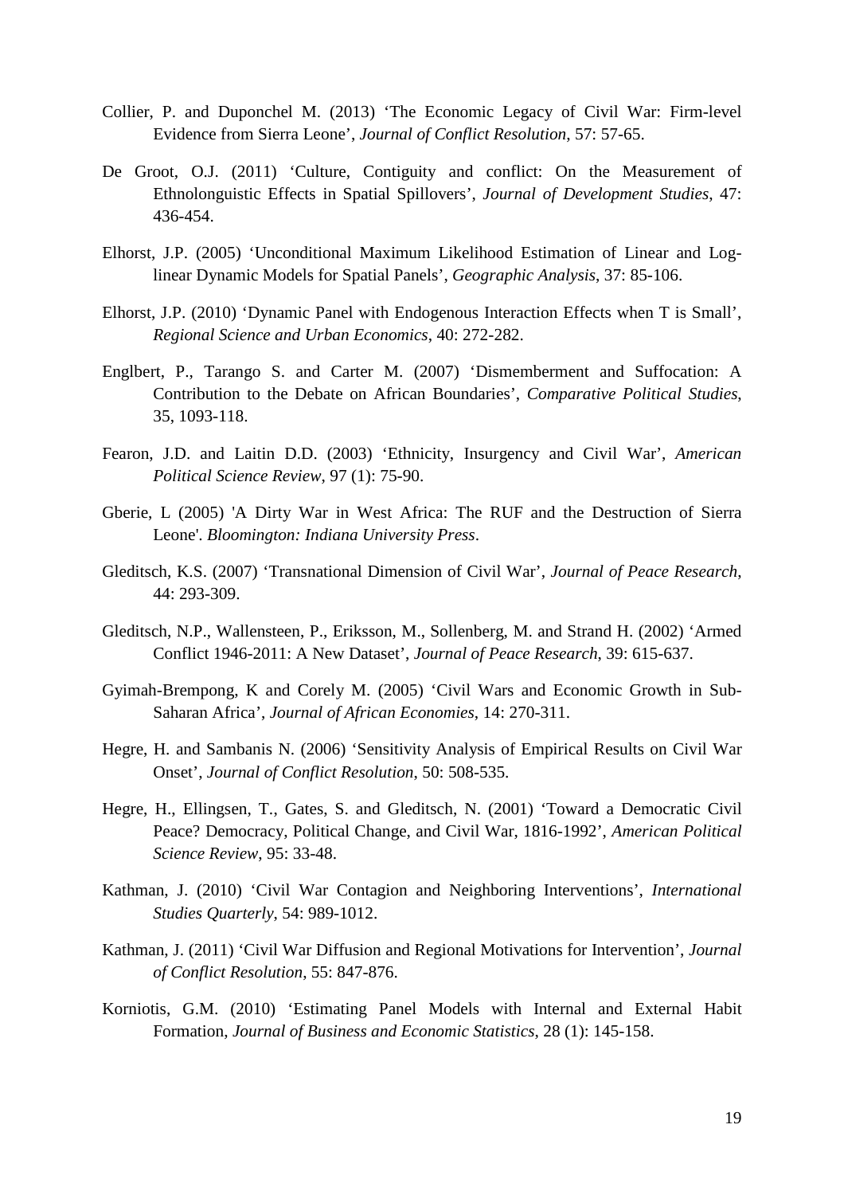Collier, P. and Duponchel M. (2013) 'The Economic Legacy of Civil War: Firm-level Evidence from Sierra Leone', *Journal of Conflict Resolution*, 57: 57-65.

De Groot, O.J. (2011) 'Culture, Contiguity and conflict: On the Measurement of Ethnolonguistic Effects in Spatial Spillovers', *Journal of Development Studies*, 47: 436-454.

Elhorst, J.P. (2005) 'Unconditional Maximum Likelihood Estimation of Linear and Log-linear Dynamic Models for Spatial Panels', *Geographic Analysis*, 37: 85-106.

Elhorst, J.P. (2010) 'Dynamic Panel with Endogenous Interaction Effects when T is Small', *Regional Science and Urban Economics*, 40: 272-282.

Englbert, P., Tarango S. and Carter M. (2007) 'Dismemberment and Suffocation: A Contribution to the Debate on African Boundaries', *Comparative Political Studies*, 35, 1093-118.

Fearon, J.D. and Laitin D.D. (2003) 'Ethnicity, Insurgency and Civil War', *American Political Science Review*, 97 (1): 75-90.

Gberie, L (2005) 'A Dirty War in West Africa: The RUF and the Destruction of Sierra Leone'. *Bloomington: Indiana University Press*.

Gleditsch, K.S. (2007) 'Transnational Dimension of Civil War', *Journal of Peace Research*, 44: 293-309.

Gleditsch, N.P., Wallensteen, P., Eriksson, M., Sollenberg, M. and Strand H. (2002) 'Armed Conflict 1946-2011: A New Dataset', *Journal of Peace Research*, 39: 615-637.

Gyimah-Brempong, K and Corely M. (2005) 'Civil Wars and Economic Growth in Sub-Saharan Africa', *Journal of African Economies*, 14: 270-311.

Hegre, H. and Sambanis N. (2006) 'Sensitivity Analysis of Empirical Results on Civil War Onset', *Journal of Conflict Resolution*, 50: 508-535.

Hegre, H., Ellingsen, T., Gates, S. and Gleditsch, N. (2001) 'Toward a Democratic Civil Peace? Democracy, Political Change, and Civil War, 1816-1992', *American Political Science Review*, 95: 33-48.

Kathman, J. (2010) 'Civil War Contagion and Neighboring Interventions', *International Studies Quarterly*, 54: 989-1012.

Kathman, J. (2011) 'Civil War Diffusion and Regional Motivations for Intervention', *Journal of Conflict Resolution*, 55: 847-876.

Korniotis, G.M. (2010) 'Estimating Panel Models with Internal and External Habit Formation, *Journal of Business and Economic Statistics*, 28 (1): 145-158.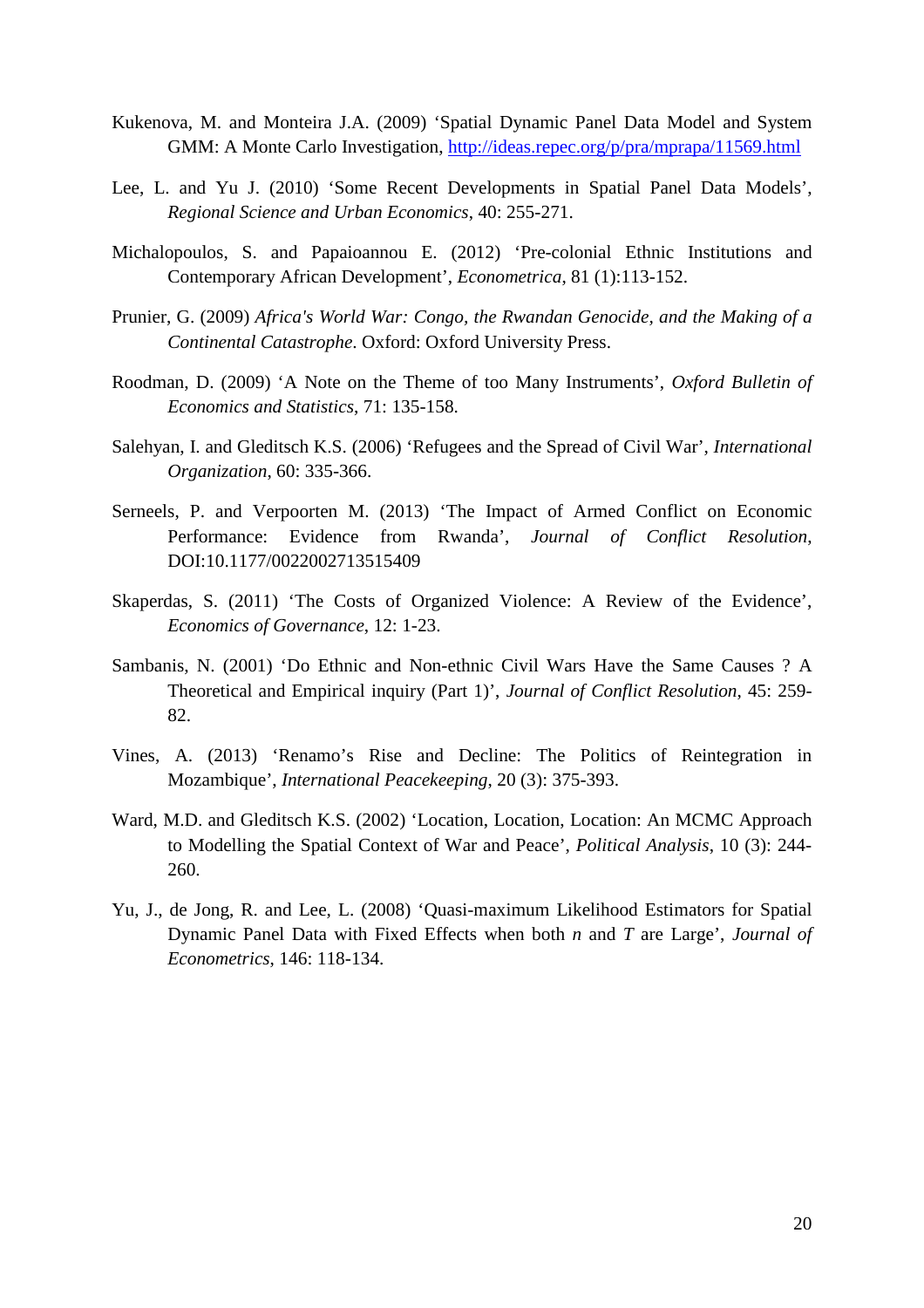Kukenova, M. and Monteira J.A. (2009) 'Spatial Dynamic Panel Data Model and System GMM: A Monte Carlo Investigation, http://ideas.repec.org/p/pra/mprapa/11569.html

Lee, L. and Yu J. (2010) 'Some Recent Developments in Spatial Panel Data Models', *Regional Science and Urban Economics*, 40: 255-271.

Michalopoulos, S. and Papaioannou E. (2012) 'Pre-colonial Ethnic Institutions and Contemporary African Development', *Econometrica*, 81 (1):113-152.

Prunier, G. (2009) *Africa's World War: Congo, the Rwandan Genocide, and the Making of a Continental Catastrophe*. Oxford: Oxford University Press.

Roodman, D. (2009) 'A Note on the Theme of too Many Instruments', *Oxford Bulletin of Economics and Statistics*, 71: 135-158.

Salehyan, I. and Gleditsch K.S. (2006) 'Refugees and the Spread of Civil War', *International Organization*, 60: 335-366.

Serneels, P. and Verpoorten M. (2013) 'The Impact of Armed Conflict on Economic Performance: Evidence from Rwanda', *Journal of Conflict Resolution*, DOI:10.1177/0022002713515409

Skaperdas, S. (2011) 'The Costs of Organized Violence: A Review of the Evidence', *Economics of Governance*, 12: 1-23.

Sambanis, N. (2001) 'Do Ethnic and Non-ethnic Civil Wars Have the Same Causes ? A Theoretical and Empirical inquiry (Part 1)', *Journal of Conflict Resolution*, 45: 259-82.

Vines, A. (2013) 'Renamo's Rise and Decline: The Politics of Reintegration in Mozambique', *International Peacekeeping*, 20 (3): 375-393.

Ward, M.D. and Gleditsch K.S. (2002) 'Location, Location, Location: An MCMC Approach to Modelling the Spatial Context of War and Peace', *Political Analysis*, 10 (3): 244-260.

Yu, J., de Jong, R. and Lee, L. (2008) 'Quasi-maximum Likelihood Estimators for Spatial Dynamic Panel Data with Fixed Effects when both *n* and *T* are Large', *Journal of Econometrics*, 146: 118-134.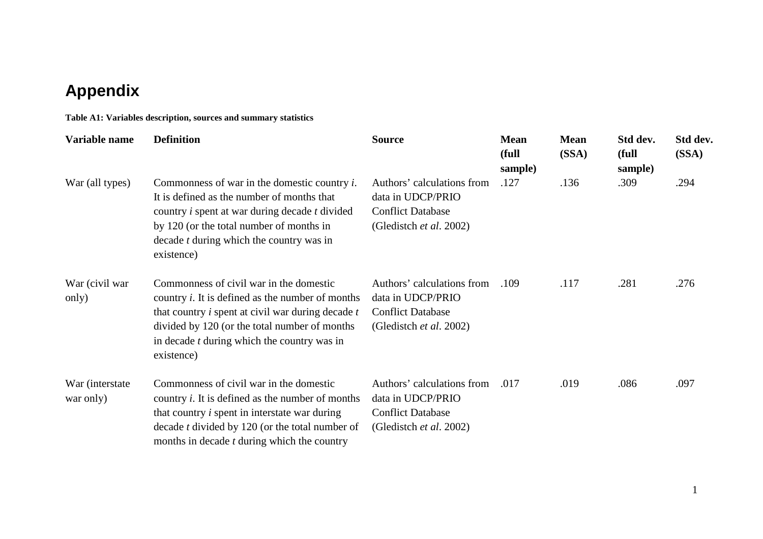# Appendix

**Table A1: Variables description, sources and summary statistics**

| Variable name | Definition | Source | Mean (full sample) | Mean (SSA) | Std dev. (full sample) | Std dev. (SSA) |
|---|---|---|---|---|---|---|
| War (all types) | Commonness of war in the domestic country *i*. It is defined as the number of months that country *i* spent at war during decade *t* divided by 120 (or the total number of months in decade *t* during which the country was in existence) | Authors' calculations from data in UDCP/PRIO Conflict Database (Gledistch *et al*. 2002) | .127 | .136 | .309 | .294 |
| War (civil war only) | Commonness of civil war in the domestic country *i*. It is defined as the number of months that country *i* spent at civil war during decade *t* divided by 120 (or the total number of months in decade *t* during which the country was in existence) | Authors' calculations from data in UDCP/PRIO Conflict Database (Gledistch *et al*. 2002) | .109 | .117 | .281 | .276 |
| War (interstate war only) | Commonness of civil war in the domestic country *i*. It is defined as the number of months that country *i* spent in interstate war during decade *t* divided by 120 (or the total number of months in decade *t* during which the country | Authors' calculations from data in UDCP/PRIO Conflict Database (Gledistch *et al*. 2002) | .017 | .019 | .086 | .097 |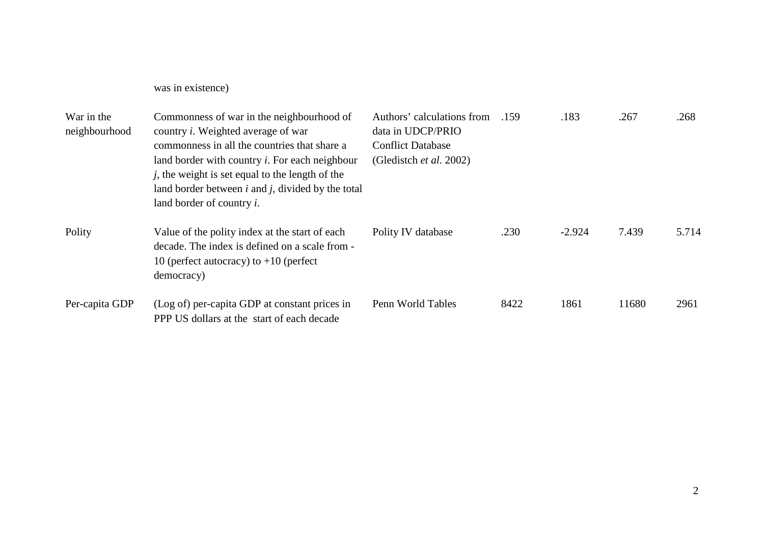| | | | | | | |
|---|---|---|---|---|---|---|
| | was in existence) | | | | | |
| War in the neighbourhood | Commonness of war in the neighbourhood of country *i*. Weighted average of war commonness in all the countries that share a land border with country *i*. For each neighbour *j*, the weight is set equal to the length of the land border between *i* and *j*, divided by the total land border of country *i*. | Authors' calculations from data in UDCP/PRIO Conflict Database (Gledistch *et al*. 2002) | .159 | .183 | .267 | .268 |
| Polity | Value of the polity index at the start of each decade. The index is defined on a scale from -10 (perfect autocracy) to +10 (perfect democracy) | Polity IV database | .230 | -2.924 | 7.439 | 5.714 |
| Per-capita GDP | (Log of) per-capita GDP at constant prices in PPP US dollars at the start of each decade | Penn World Tables | 8422 | 1861 | 11680 | 2961 |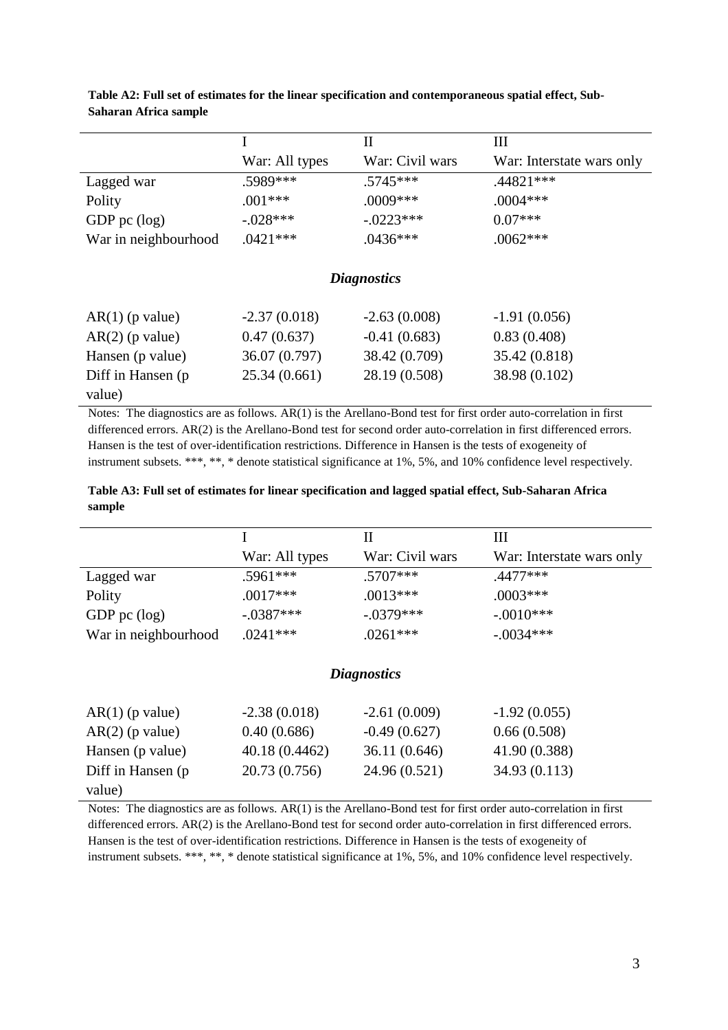**Table A2: Full set of estimates for the linear specification and contemporaneous spatial effect, Sub-Saharan Africa sample**

| | I | II | III |
|---|---|---|---|
| | War: All types | War: Civil wars | War: Interstate wars only |
| Lagged war | .5989*** | .5745*** | .44821*** |
| Polity | .001*** | .0009*** | .0004*** |
| GDP pc (log) | -.028*** | -.0223*** | 0.07*** |
| War in neighbourhood | .0421*** | .0436*** | .0062*** |
| | | ***Diagnostics*** | |
| AR(1) (p value) | -2.37 (0.018) | -2.63 (0.008) | -1.91 (0.056) |
| AR(2) (p value) | 0.47 (0.637) | -0.41 (0.683) | 0.83 (0.408) |
| Hansen (p value) | 36.07 (0.797) | 38.42 (0.709) | 35.42 (0.818) |
| Diff in Hansen (p value) | 25.34 (0.661) | 28.19 (0.508) | 38.98 (0.102) |

Notes: The diagnostics are as follows. AR(1) is the Arellano-Bond test for first order auto-correlation in first differenced errors. AR(2) is the Arellano-Bond test for second order auto-correlation in first differenced errors. Hansen is the test of over-identification restrictions. Difference in Hansen is the tests of exogeneity of instrument subsets. ***, **, * denote statistical significance at 1%, 5%, and 10% confidence level respectively.

**Table A3: Full set of estimates for linear specification and lagged spatial effect, Sub-Saharan Africa sample**

| | I | II | III |
|---|---|---|---|
| | War: All types | War: Civil wars | War: Interstate wars only |
| Lagged war | .5961*** | .5707*** | .4477*** |
| Polity | .0017*** | .0013*** | .0003*** |
| GDP pc (log) | -.0387*** | -.0379*** | -.0010*** |
| War in neighbourhood | .0241*** | .0261*** | -.0034*** |
| | | ***Diagnostics*** | |
| AR(1) (p value) | -2.38 (0.018) | -2.61 (0.009) | -1.92 (0.055) |
| AR(2) (p value) | 0.40 (0.686) | -0.49 (0.627) | 0.66 (0.508) |
| Hansen (p value) | 40.18 (0.4462) | 36.11 (0.646) | 41.90 (0.388) |
| Diff in Hansen (p value) | 20.73 (0.756) | 24.96 (0.521) | 34.93 (0.113) |

Notes: The diagnostics are as follows. AR(1) is the Arellano-Bond test for first order auto-correlation in first differenced errors. AR(2) is the Arellano-Bond test for second order auto-correlation in first differenced errors. Hansen is the test of over-identification restrictions. Difference in Hansen is the tests of exogeneity of instrument subsets. ***, **, * denote statistical significance at 1%, 5%, and 10% confidence level respectively.